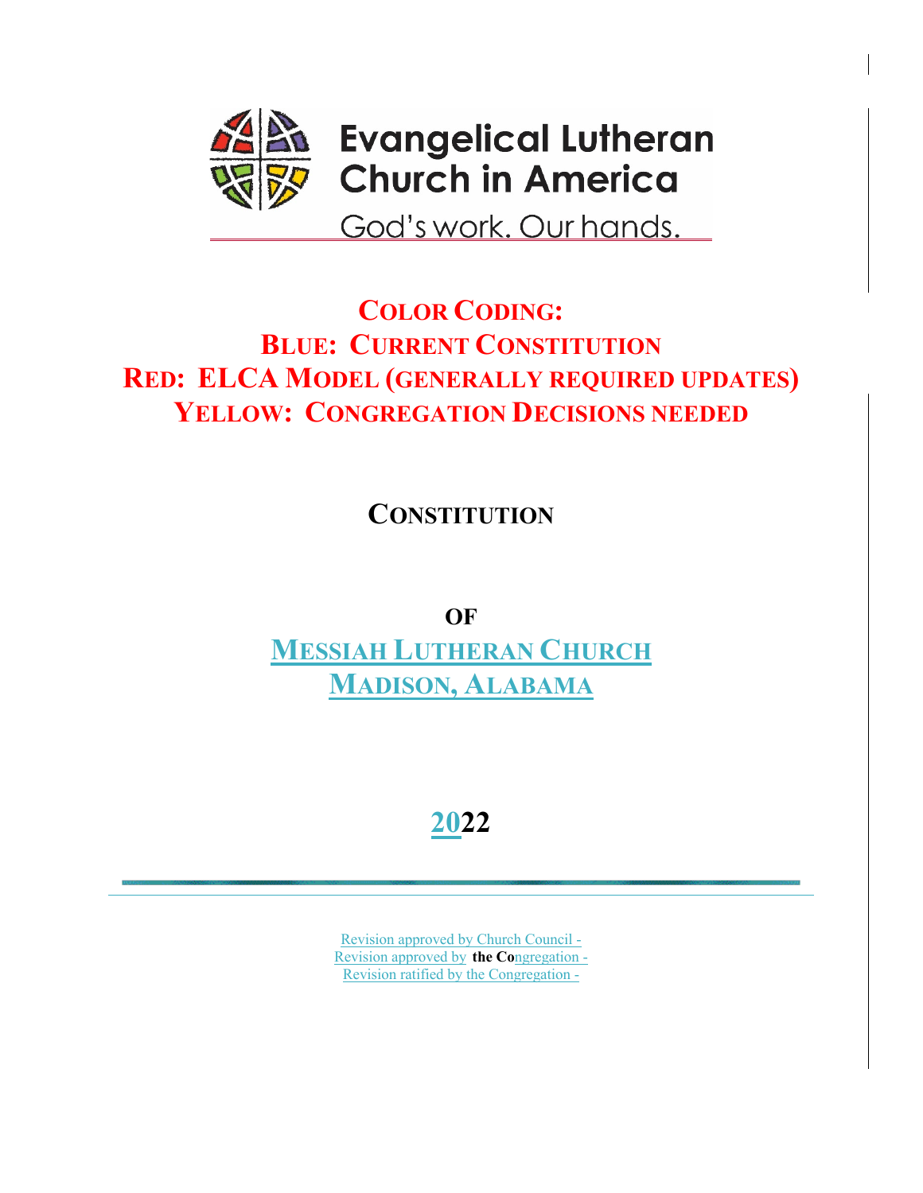Evangelical Lutheran Church in America

God's work. Our hands.

## COLOR CODING:
## BLUE: CURRENT CONSTITUTION
## RED: ELCA MODEL (GENERALLY REQUIRED UPDATES)
## YELLOW: CONGREGATION DECISIONS NEEDED

# CONSTITUTION

**OF**

# MESSIAH LUTHERAN CHURCH
# MADISON, ALABAMA

**2022**

---

Revision approved by Church Council -
Revision approved by the Congregation -
Revision ratified by the Congregation -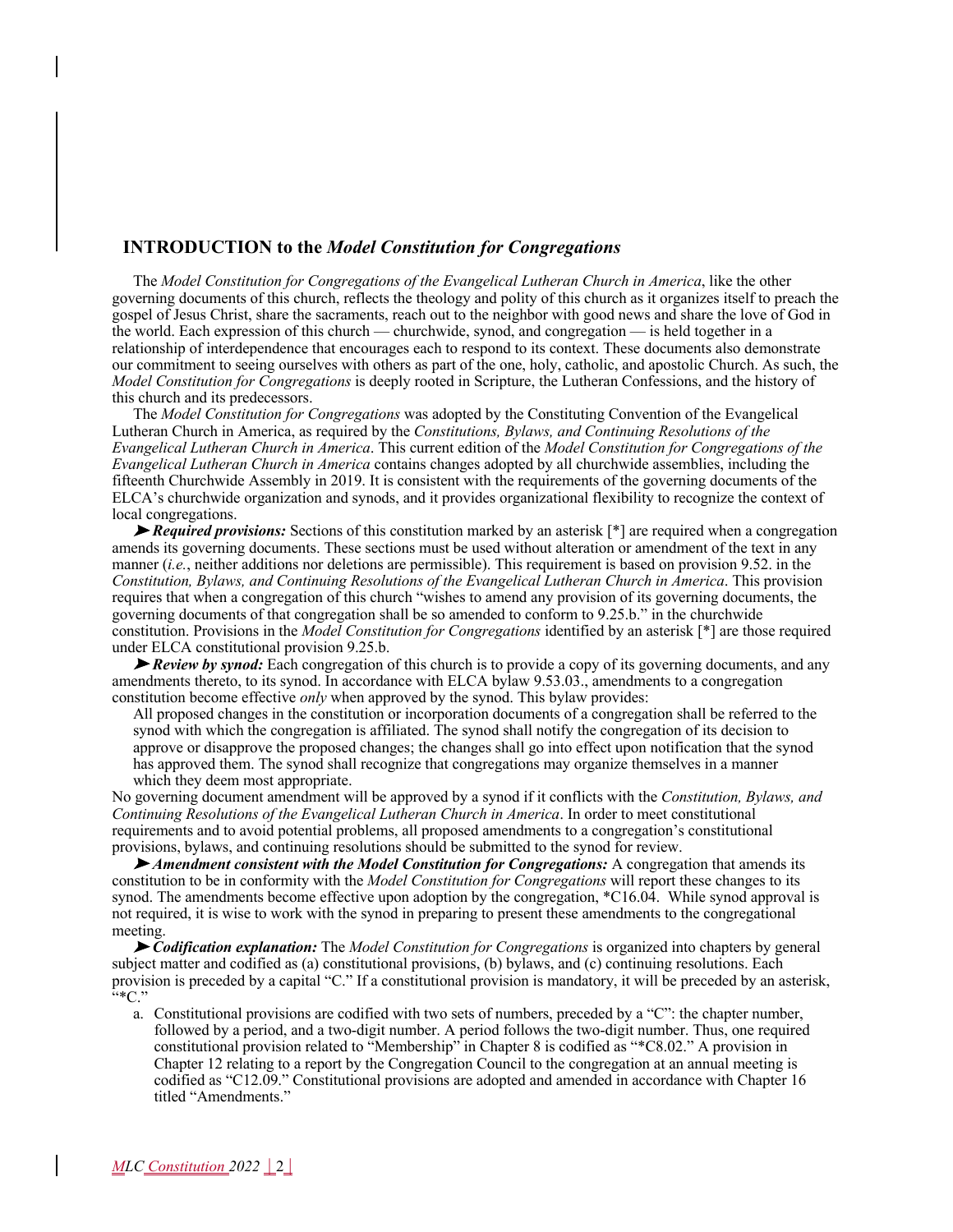## INTRODUCTION to the *Model Constitution for Congregations*

The *Model Constitution for Congregations of the Evangelical Lutheran Church in America*, like the other governing documents of this church, reflects the theology and polity of this church as it organizes itself to preach the gospel of Jesus Christ, share the sacraments, reach out to the neighbor with good news and share the love of God in the world. Each expression of this church — churchwide, synod, and congregation — is held together in a relationship of interdependence that encourages each to respond to its context. These documents also demonstrate our commitment to seeing ourselves with others as part of the one, holy, catholic, and apostolic Church. As such, the *Model Constitution for Congregations* is deeply rooted in Scripture, the Lutheran Confessions, and the history of this church and its predecessors.

The *Model Constitution for Congregations* was adopted by the Constituting Convention of the Evangelical Lutheran Church in America, as required by the *Constitutions, Bylaws, and Continuing Resolutions of the Evangelical Lutheran Church in America*. This current edition of the *Model Constitution for Congregations of the Evangelical Lutheran Church in America* contains changes adopted by all churchwide assemblies, including the fifteenth Churchwide Assembly in 2019. It is consistent with the requirements of the governing documents of the ELCA's churchwide organization and synods, and it provides organizational flexibility to recognize the context of local congregations.

➤ ***Required provisions:*** Sections of this constitution marked by an asterisk [*] are required when a congregation amends its governing documents. These sections must be used without alteration or amendment of the text in any manner (*i.e.*, neither additions nor deletions are permissible). This requirement is based on provision 9.52. in the *Constitution, Bylaws, and Continuing Resolutions of the Evangelical Lutheran Church in America*. This provision requires that when a congregation of this church "wishes to amend any provision of its governing documents, the governing documents of that congregation shall be so amended to conform to 9.25.b." in the churchwide constitution. Provisions in the *Model Constitution for Congregations* identified by an asterisk [*] are those required under ELCA constitutional provision 9.25.b.

➤ ***Review by synod:*** Each congregation of this church is to provide a copy of its governing documents, and any amendments thereto, to its synod. In accordance with ELCA bylaw 9.53.03., amendments to a congregation constitution become effective *only* when approved by the synod. This bylaw provides:

> All proposed changes in the constitution or incorporation documents of a congregation shall be referred to the synod with which the congregation is affiliated. The synod shall notify the congregation of its decision to approve or disapprove the proposed changes; the changes shall go into effect upon notification that the synod has approved them. The synod shall recognize that congregations may organize themselves in a manner which they deem most appropriate.

No governing document amendment will be approved by a synod if it conflicts with the *Constitution, Bylaws, and Continuing Resolutions of the Evangelical Lutheran Church in America*. In order to meet constitutional requirements and to avoid potential problems, all proposed amendments to a congregation's constitutional provisions, bylaws, and continuing resolutions should be submitted to the synod for review.

➤ ***Amendment consistent with the Model Constitution for Congregations:*** A congregation that amends its constitution to be in conformity with the *Model Constitution for Congregations* will report these changes to its synod. The amendments become effective upon adoption by the congregation, *C16.04. While synod approval is not required, it is wise to work with the synod in preparing to present these amendments to the congregational meeting.

➤ ***Codification explanation:*** The *Model Constitution for Congregations* is organized into chapters by general subject matter and codified as (a) constitutional provisions, (b) bylaws, and (c) continuing resolutions. Each provision is preceded by a capital "C." If a constitutional provision is mandatory, it will be preceded by an asterisk, "*C."

a. Constitutional provisions are codified with two sets of numbers, preceded by a "C": the chapter number, followed by a period, and a two-digit number. A period follows the two-digit number. Thus, one required constitutional provision related to "Membership" in Chapter 8 is codified as "*C8.02." A provision in Chapter 12 relating to a report by the Congregation Council to the congregation at an annual meeting is codified as "C12.09." Constitutional provisions are adopted and amended in accordance with Chapter 16 titled "Amendments."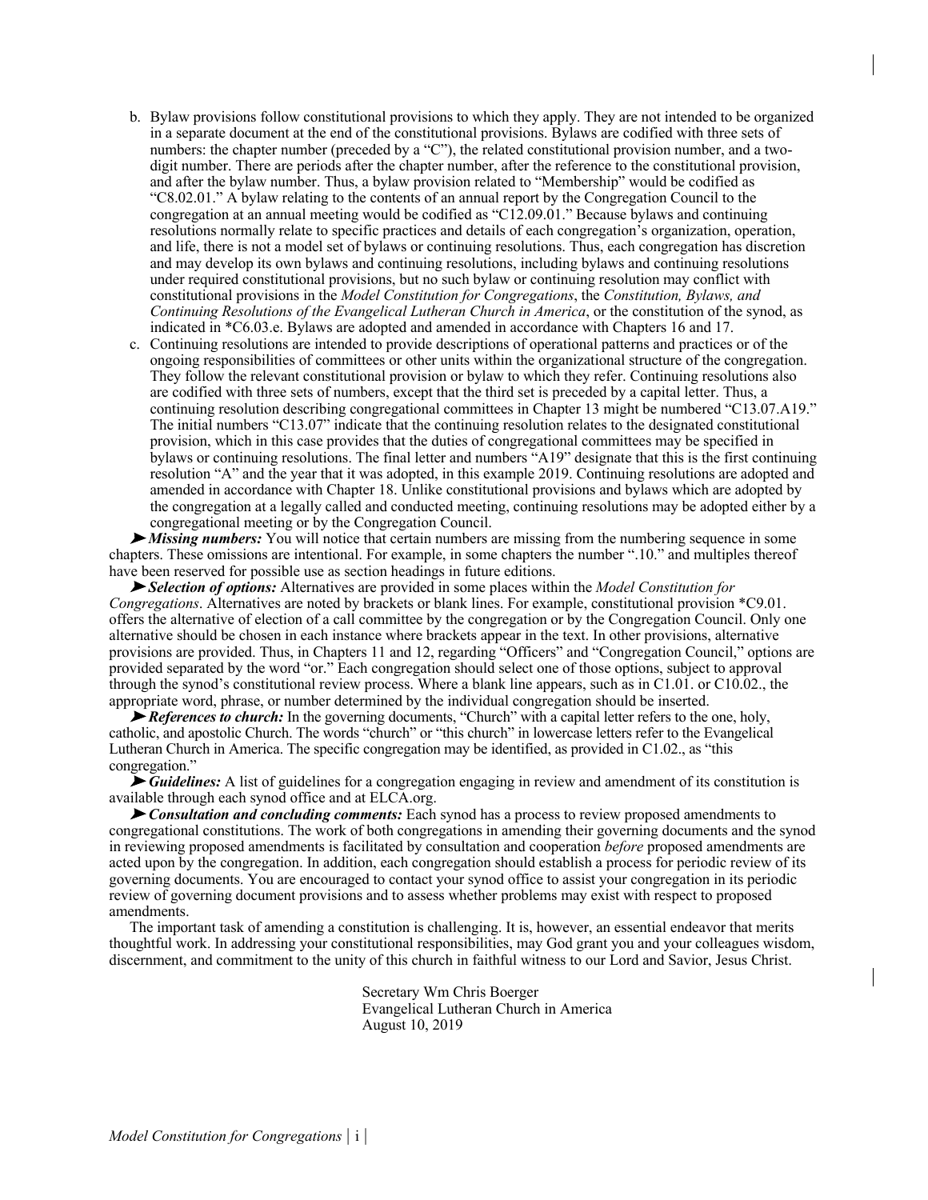b. Bylaw provisions follow constitutional provisions to which they apply. They are not intended to be organized in a separate document at the end of the constitutional provisions. Bylaws are codified with three sets of numbers: the chapter number (preceded by a "C"), the related constitutional provision number, and a two-digit number. There are periods after the chapter number, after the reference to the constitutional provision, and after the bylaw number. Thus, a bylaw provision related to "Membership" would be codified as "C8.02.01." A bylaw relating to the contents of an annual report by the Congregation Council to the congregation at an annual meeting would be codified as "C12.09.01." Because bylaws and continuing resolutions normally relate to specific practices and details of each congregation's organization, operation, and life, there is not a model set of bylaws or continuing resolutions. Thus, each congregation has discretion and may develop its own bylaws and continuing resolutions, including bylaws and continuing resolutions under required constitutional provisions, but no such bylaw or continuing resolution may conflict with constitutional provisions in the *Model Constitution for Congregations*, the *Constitution, Bylaws, and Continuing Resolutions of the Evangelical Lutheran Church in America*, or the constitution of the synod, as indicated in *C6.03.e. Bylaws are adopted and amended in accordance with Chapters 16 and 17.

c. Continuing resolutions are intended to provide descriptions of operational patterns and practices or of the ongoing responsibilities of committees or other units within the organizational structure of the congregation. They follow the relevant constitutional provision or bylaw to which they refer. Continuing resolutions also are codified with three sets of numbers, except that the third set is preceded by a capital letter. Thus, a continuing resolution describing congregational committees in Chapter 13 might be numbered "C13.07.A19." The initial numbers "C13.07" indicate that the continuing resolution relates to the designated constitutional provision, which in this case provides that the duties of congregational committees may be specified in bylaws or continuing resolutions. The final letter and numbers "A19" designate that this is the first continuing resolution "A" and the year that it was adopted, in this example 2019. Continuing resolutions are adopted and amended in accordance with Chapter 18. Unlike constitutional provisions and bylaws which are adopted by the congregation at a legally called and conducted meeting, continuing resolutions may be adopted either by a congregational meeting or by the Congregation Council.

➤ ***Missing numbers:*** You will notice that certain numbers are missing from the numbering sequence in some chapters. These omissions are intentional. For example, in some chapters the number ".10." and multiples thereof have been reserved for possible use as section headings in future editions.

➤ ***Selection of options:*** Alternatives are provided in some places within the *Model Constitution for Congregations*. Alternatives are noted by brackets or blank lines. For example, constitutional provision *C9.01. offers the alternative of election of a call committee by the congregation or by the Congregation Council. Only one alternative should be chosen in each instance where brackets appear in the text. In other provisions, alternative provisions are provided. Thus, in Chapters 11 and 12, regarding "Officers" and "Congregation Council," options are provided separated by the word "or." Each congregation should select one of those options, subject to approval through the synod's constitutional review process. Where a blank line appears, such as in C1.01. or C10.02., the appropriate word, phrase, or number determined by the individual congregation should be inserted.

➤ ***References to church:*** In the governing documents, "Church" with a capital letter refers to the one, holy, catholic, and apostolic Church. The words "church" or "this church" in lowercase letters refer to the Evangelical Lutheran Church in America. The specific congregation may be identified, as provided in C1.02., as "this congregation."

➤ ***Guidelines:*** A list of guidelines for a congregation engaging in review and amendment of its constitution is available through each synod office and at ELCA.org.

➤ ***Consultation and concluding comments:*** Each synod has a process to review proposed amendments to congregational constitutions. The work of both congregations in amending their governing documents and the synod in reviewing proposed amendments is facilitated by consultation and cooperation *before* proposed amendments are acted upon by the congregation. In addition, each congregation should establish a process for periodic review of its governing documents. You are encouraged to contact your synod office to assist your congregation in its periodic review of governing document provisions and to assess whether problems may exist with respect to proposed amendments.

The important task of amending a constitution is challenging. It is, however, an essential endeavor that merits thoughtful work. In addressing your constitutional responsibilities, may God grant you and your colleagues wisdom, discernment, and commitment to the unity of this church in faithful witness to our Lord and Savior, Jesus Christ.

Secretary Wm Chris Boerger
Evangelical Lutheran Church in America
August 10, 2019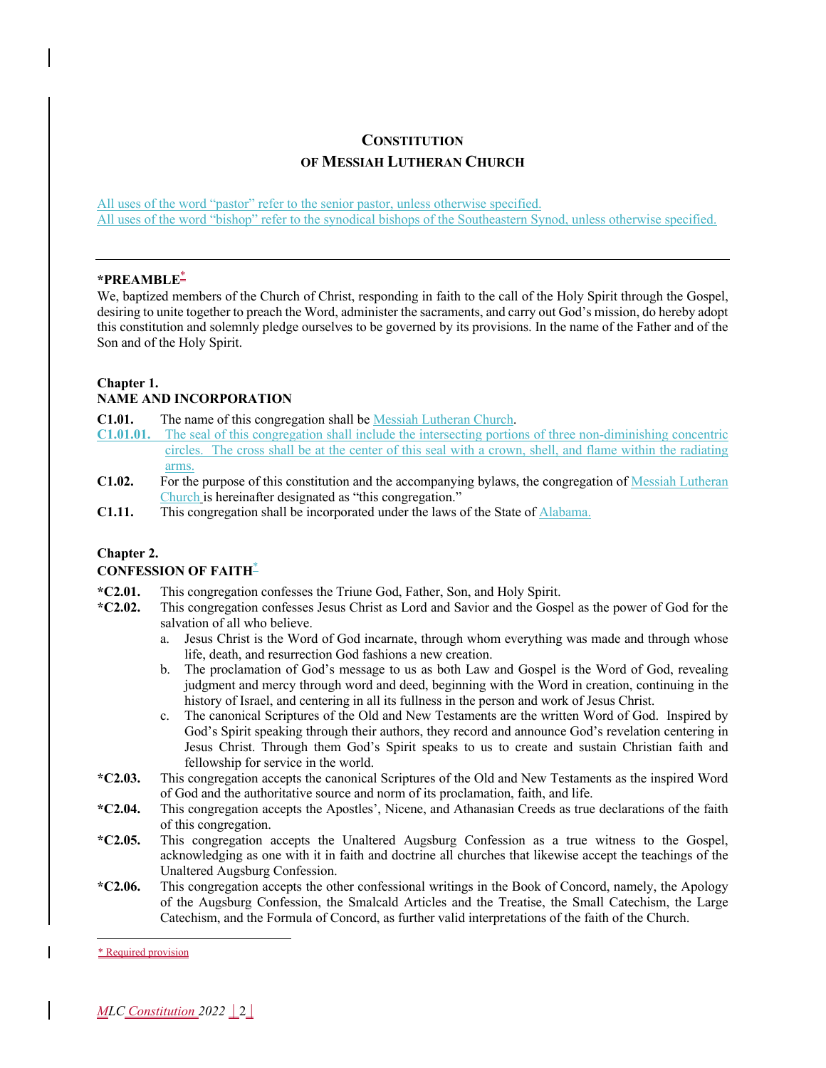# CONSTITUTION OF MESSIAH LUTHERAN CHURCH

All uses of the word "pastor" refer to the senior pastor, unless otherwise specified.
All uses of the word "bishop" refer to the synodical bishops of the Southeastern Synod, unless otherwise specified.

---

## *PREAMBLE*

We, baptized members of the Church of Christ, responding in faith to the call of the Holy Spirit through the Gospel, desiring to unite together to preach the Word, administer the sacraments, and carry out God's mission, do hereby adopt this constitution and solemnly pledge ourselves to be governed by its provisions. In the name of the Father and of the Son and of the Holy Spirit.

## Chapter 1.
## NAME AND INCORPORATION

**C1.01.** The name of this congregation shall be Messiah Lutheran Church.

**C1.01.01.** The seal of this congregation shall include the intersecting portions of three non-diminishing concentric circles. The cross shall be at the center of this seal with a crown, shell, and flame within the radiating arms.

**C1.02.** For the purpose of this constitution and the accompanying bylaws, the congregation of Messiah Lutheran Church is hereinafter designated as "this congregation."

**C1.11.** This congregation shall be incorporated under the laws of the State of Alabama.

## Chapter 2.
## CONFESSION OF FAITH*

**\*C2.01.** This congregation confesses the Triune God, Father, Son, and Holy Spirit.

**\*C2.02.** This congregation confesses Jesus Christ as Lord and Savior and the Gospel as the power of God for the salvation of all who believe.

a. Jesus Christ is the Word of God incarnate, through whom everything was made and through whose life, death, and resurrection God fashions a new creation.

b. The proclamation of God's message to us as both Law and Gospel is the Word of God, revealing judgment and mercy through word and deed, beginning with the Word in creation, continuing in the history of Israel, and centering in all its fullness in the person and work of Jesus Christ.

c. The canonical Scriptures of the Old and New Testaments are the written Word of God. Inspired by God's Spirit speaking through their authors, they record and announce God's revelation centering in Jesus Christ. Through them God's Spirit speaks to us to create and sustain Christian faith and fellowship for service in the world.

**\*C2.03.** This congregation accepts the canonical Scriptures of the Old and New Testaments as the inspired Word of God and the authoritative source and norm of its proclamation, faith, and life.

**\*C2.04.** This congregation accepts the Apostles', Nicene, and Athanasian Creeds as true declarations of the faith of this congregation.

**\*C2.05.** This congregation accepts the Unaltered Augsburg Confession as a true witness to the Gospel, acknowledging as one with it in faith and doctrine all churches that likewise accept the teachings of the Unaltered Augsburg Confession.

**\*C2.06.** This congregation accepts the other confessional writings in the Book of Concord, namely, the Apology of the Augsburg Confession, the Smalcald Articles and the Treatise, the Small Catechism, the Large Catechism, and the Formula of Concord, as further valid interpretations of the faith of the Church.

---

\* Required provision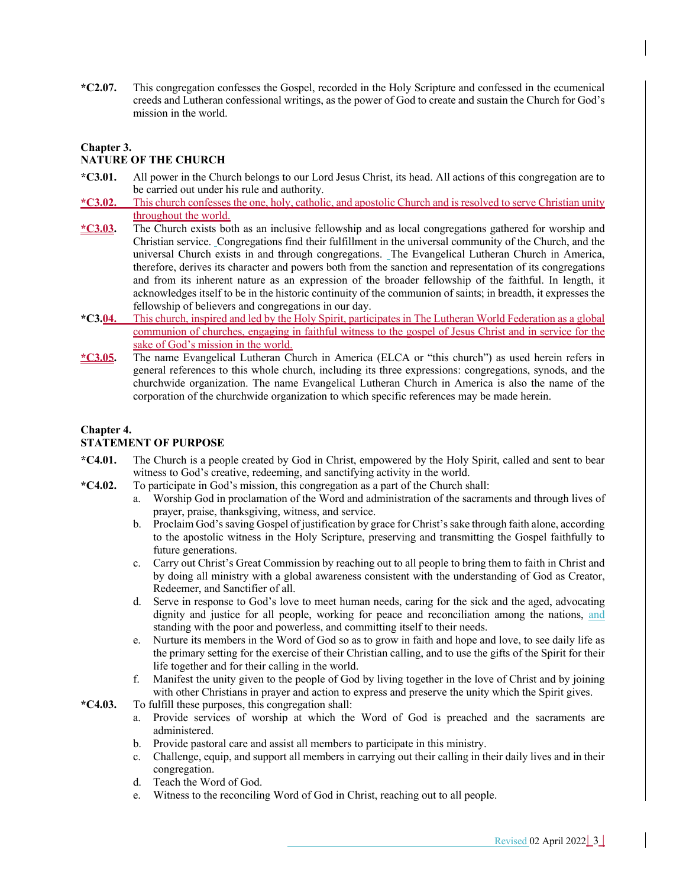**\*C2.07.** This congregation confesses the Gospel, recorded in the Holy Scripture and confessed in the ecumenical creeds and Lutheran confessional writings, as the power of God to create and sustain the Church for God's mission in the world.

## Chapter 3.
## NATURE OF THE CHURCH

**\*C3.01.** All power in the Church belongs to our Lord Jesus Christ, its head. All actions of this congregation are to be carried out under his rule and authority.

**\*C3.02.** This church confesses the one, holy, catholic, and apostolic Church and is resolved to serve Christian unity throughout the world.

**\*C3.03.** The Church exists both as an inclusive fellowship and as local congregations gathered for worship and Christian service. Congregations find their fulfillment in the universal community of the Church, and the universal Church exists in and through congregations. The Evangelical Lutheran Church in America, therefore, derives its character and powers both from the sanction and representation of its congregations and from its inherent nature as an expression of the broader fellowship of the faithful. In length, it acknowledges itself to be in the historic continuity of the communion of saints; in breadth, it expresses the fellowship of believers and congregations in our day.

**\*C3.04.** This church, inspired and led by the Holy Spirit, participates in The Lutheran World Federation as a global communion of churches, engaging in faithful witness to the gospel of Jesus Christ and in service for the sake of God's mission in the world.

**\*C3.05.** The name Evangelical Lutheran Church in America (ELCA or "this church") as used herein refers in general references to this whole church, including its three expressions: congregations, synods, and the churchwide organization. The name Evangelical Lutheran Church in America is also the name of the corporation of the churchwide organization to which specific references may be made herein.

## Chapter 4.
## STATEMENT OF PURPOSE

**\*C4.01.** The Church is a people created by God in Christ, empowered by the Holy Spirit, called and sent to bear witness to God's creative, redeeming, and sanctifying activity in the world.

**\*C4.02.** To participate in God's mission, this congregation as a part of the Church shall:

a. Worship God in proclamation of the Word and administration of the sacraments and through lives of prayer, praise, thanksgiving, witness, and service.

b. Proclaim God's saving Gospel of justification by grace for Christ's sake through faith alone, according to the apostolic witness in the Holy Scripture, preserving and transmitting the Gospel faithfully to future generations.

c. Carry out Christ's Great Commission by reaching out to all people to bring them to faith in Christ and by doing all ministry with a global awareness consistent with the understanding of God as Creator, Redeemer, and Sanctifier of all.

d. Serve in response to God's love to meet human needs, caring for the sick and the aged, advocating dignity and justice for all people, working for peace and reconciliation among the nations, and standing with the poor and powerless, and committing itself to their needs.

e. Nurture its members in the Word of God so as to grow in faith and hope and love, to see daily life as the primary setting for the exercise of their Christian calling, and to use the gifts of the Spirit for their life together and for their calling in the world.

f. Manifest the unity given to the people of God by living together in the love of Christ and by joining with other Christians in prayer and action to express and preserve the unity which the Spirit gives.

**\*C4.03.** To fulfill these purposes, this congregation shall:

a. Provide services of worship at which the Word of God is preached and the sacraments are administered.

b. Provide pastoral care and assist all members to participate in this ministry.

c. Challenge, equip, and support all members in carrying out their calling in their daily lives and in their congregation.

d. Teach the Word of God.

e. Witness to the reconciling Word of God in Christ, reaching out to all people.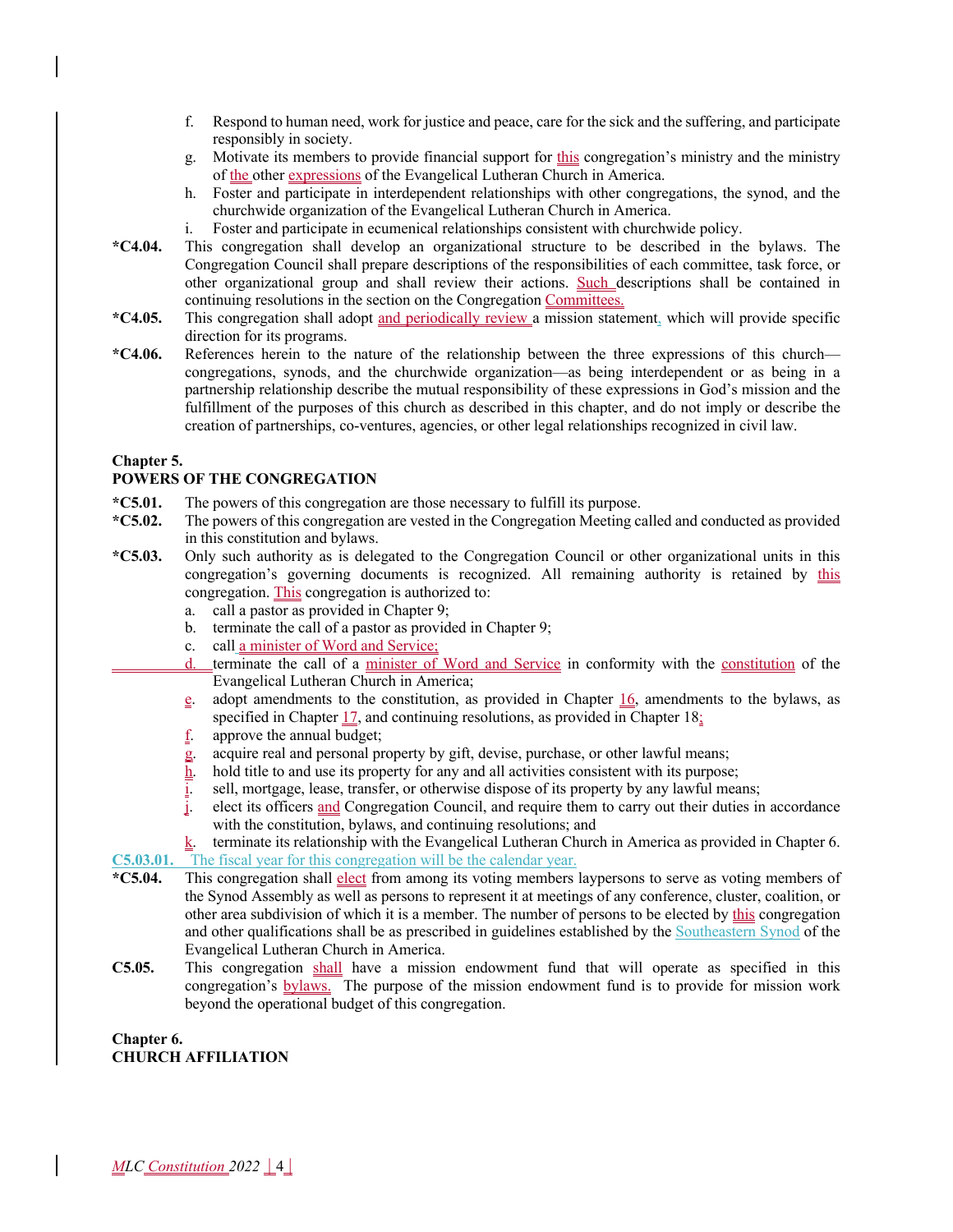f. Respond to human need, work for justice and peace, care for the sick and the suffering, and participate responsibly in society.

g. Motivate its members to provide financial support for this congregation's ministry and the ministry of the other expressions of the Evangelical Lutheran Church in America.

h. Foster and participate in interdependent relationships with other congregations, the synod, and the churchwide organization of the Evangelical Lutheran Church in America.

i. Foster and participate in ecumenical relationships consistent with churchwide policy.

**\*C4.04.** This congregation shall develop an organizational structure to be described in the bylaws. The Congregation Council shall prepare descriptions of the responsibilities of each committee, task force, or other organizational group and shall review their actions. Such descriptions shall be contained in continuing resolutions in the section on the Congregation Committees.

**\*C4.05.** This congregation shall adopt and periodically review a mission statement, which will provide specific direction for its programs.

**\*C4.06.** References herein to the nature of the relationship between the three expressions of this church—congregations, synods, and the churchwide organization—as being interdependent or as being in a partnership relationship describe the mutual responsibility of these expressions in God's mission and the fulfillment of the purposes of this church as described in this chapter, and do not imply or describe the creation of partnerships, co-ventures, agencies, or other legal relationships recognized in civil law.

**Chapter 5.**
**POWERS OF THE CONGREGATION**

**\*C5.01.** The powers of this congregation are those necessary to fulfill its purpose.

**\*C5.02.** The powers of this congregation are vested in the Congregation Meeting called and conducted as provided in this constitution and bylaws.

**\*C5.03.** Only such authority as is delegated to the Congregation Council or other organizational units in this congregation's governing documents is recognized. All remaining authority is retained by this congregation. This congregation is authorized to:

a. call a pastor as provided in Chapter 9;
b. terminate the call of a pastor as provided in Chapter 9;
c. call a minister of Word and Service;
d. terminate the call of a minister of Word and Service in conformity with the constitution of the Evangelical Lutheran Church in America;
e. adopt amendments to the constitution, as provided in Chapter 16, amendments to the bylaws, as specified in Chapter 17, and continuing resolutions, as provided in Chapter 18;
f. approve the annual budget;
g. acquire real and personal property by gift, devise, purchase, or other lawful means;
h. hold title to and use its property for any and all activities consistent with its purpose;
i. sell, mortgage, lease, transfer, or otherwise dispose of its property by any lawful means;
j. elect its officers and Congregation Council, and require them to carry out their duties in accordance with the constitution, bylaws, and continuing resolutions; and
k. terminate its relationship with the Evangelical Lutheran Church in America as provided in Chapter 6.

**C5.03.01.** The fiscal year for this congregation will be the calendar year.

**\*C5.04.** This congregation shall elect from among its voting members laypersons to serve as voting members of the Synod Assembly as well as persons to represent it at meetings of any conference, cluster, coalition, or other area subdivision of which it is a member. The number of persons to be elected by this congregation and other qualifications shall be as prescribed in guidelines established by the Southeastern Synod of the Evangelical Lutheran Church in America.

**C5.05.** This congregation shall have a mission endowment fund that will operate as specified in this congregation's bylaws. The purpose of the mission endowment fund is to provide for mission work beyond the operational budget of this congregation.

**Chapter 6.**
**CHURCH AFFILIATION**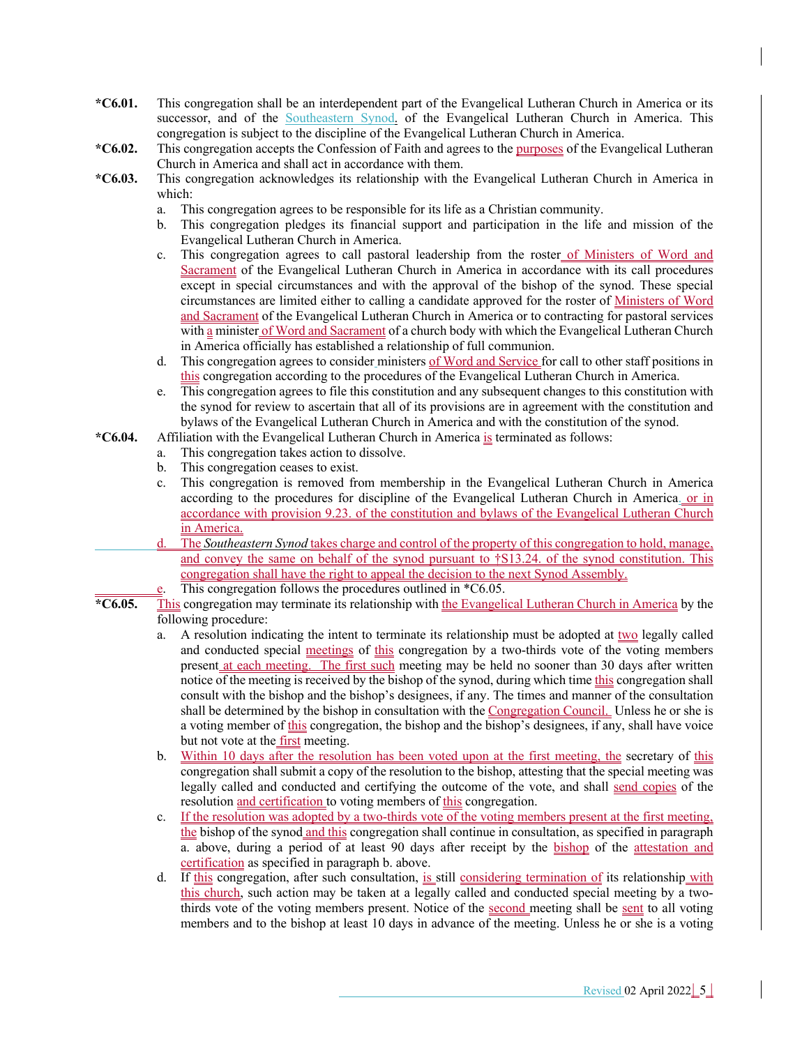**\*C6.01.** This congregation shall be an interdependent part of the Evangelical Lutheran Church in America or its successor, and of the Southeastern Synod, of the Evangelical Lutheran Church in America. This congregation is subject to the discipline of the Evangelical Lutheran Church in America.

**\*C6.02.** This congregation accepts the Confession of Faith and agrees to the purposes of the Evangelical Lutheran Church in America and shall act in accordance with them.

**\*C6.03.** This congregation acknowledges its relationship with the Evangelical Lutheran Church in America in which:

a. This congregation agrees to be responsible for its life as a Christian community.

b. This congregation pledges its financial support and participation in the life and mission of the Evangelical Lutheran Church in America.

c. This congregation agrees to call pastoral leadership from the roster of Ministers of Word and Sacrament of the Evangelical Lutheran Church in America in accordance with its call procedures except in special circumstances and with the approval of the bishop of the synod. These special circumstances are limited either to calling a candidate approved for the roster of Ministers of Word and Sacrament of the Evangelical Lutheran Church in America or to contracting for pastoral services with a minister of Word and Sacrament of a church body with which the Evangelical Lutheran Church in America officially has established a relationship of full communion.

d. This congregation agrees to consider ministers of Word and Service for call to other staff positions in this congregation according to the procedures of the Evangelical Lutheran Church in America.

e. This congregation agrees to file this constitution and any subsequent changes to this constitution with the synod for review to ascertain that all of its provisions are in agreement with the constitution and bylaws of the Evangelical Lutheran Church in America and with the constitution of the synod.

**\*C6.04.** Affiliation with the Evangelical Lutheran Church in America is terminated as follows:

a. This congregation takes action to dissolve.

b. This congregation ceases to exist.

c. This congregation is removed from membership in the Evangelical Lutheran Church in America according to the procedures for discipline of the Evangelical Lutheran Church in America, or in accordance with provision 9.23. of the constitution and bylaws of the Evangelical Lutheran Church in America.

d. The *Southeastern Synod* takes charge and control of the property of this congregation to hold, manage, and convey the same on behalf of the synod pursuant to †S13.24. of the synod constitution. This congregation shall have the right to appeal the decision to the next Synod Assembly.

e. This congregation follows the procedures outlined in \*C6.05.

**\*C6.05.** This congregation may terminate its relationship with the Evangelical Lutheran Church in America by the following procedure:

a. A resolution indicating the intent to terminate its relationship must be adopted at two legally called and conducted special meetings of this congregation by a two-thirds vote of the voting members present at each meeting. The first such meeting may be held no sooner than 30 days after written notice of the meeting is received by the bishop of the synod, during which time this congregation shall consult with the bishop and the bishop's designees, if any. The times and manner of the consultation shall be determined by the bishop in consultation with the Congregation Council. Unless he or she is a voting member of this congregation, the bishop and the bishop's designees, if any, shall have voice but not vote at the first meeting.

b. Within 10 days after the resolution has been voted upon at the first meeting, the secretary of this congregation shall submit a copy of the resolution to the bishop, attesting that the special meeting was legally called and conducted and certifying the outcome of the vote, and shall send copies of the resolution and certification to voting members of this congregation.

c. If the resolution was adopted by a two-thirds vote of the voting members present at the first meeting, the bishop of the synod and this congregation shall continue in consultation, as specified in paragraph a. above, during a period of at least 90 days after receipt by the bishop of the attestation and certification as specified in paragraph b. above.

d. If this congregation, after such consultation, is still considering termination of its relationship with this church, such action may be taken at a legally called and conducted special meeting by a two-thirds vote of the voting members present. Notice of the second meeting shall be sent to all voting members and to the bishop at least 10 days in advance of the meeting. Unless he or she is a voting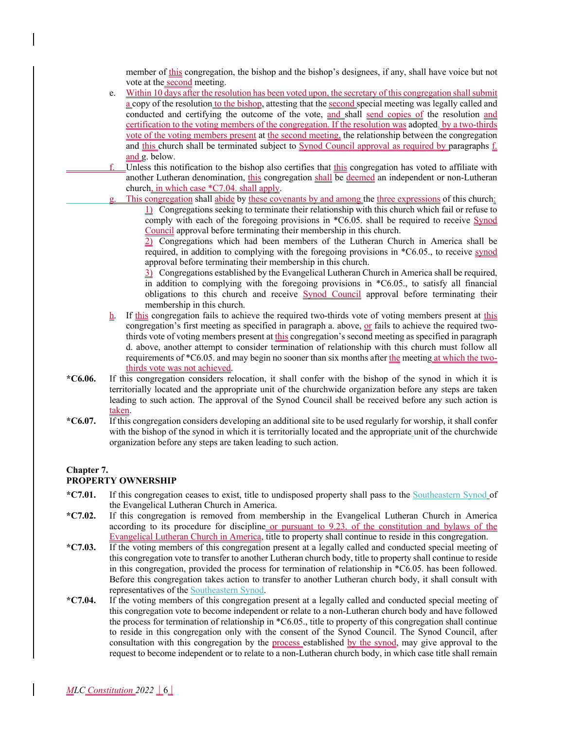member of this congregation, the bishop and the bishop's designees, if any, shall have voice but not vote at the second meeting.

e. Within 10 days after the resolution has been voted upon, the secretary of this congregation shall submit a copy of the resolution to the bishop, attesting that the second special meeting was legally called and conducted and certifying the outcome of the vote, and shall send copies of the resolution and certification to the voting members of the congregation. If the resolution was adopted, by a two-thirds vote of the voting members present at the second meeting, the relationship between the congregation and this church shall be terminated subject to Synod Council approval as required by paragraphs f. and g. below.

f. Unless this notification to the bishop also certifies that this congregation has voted to affiliate with another Lutheran denomination, this congregation shall be deemed an independent or non-Lutheran church, in which case *C7.04. shall apply.

g. This congregation shall abide by these covenants by and among the three expressions of this church:

1) Congregations seeking to terminate their relationship with this church which fail or refuse to comply with each of the foregoing provisions in *C6.05. shall be required to receive Synod Council approval before terminating their membership in this church.

2) Congregations which had been members of the Lutheran Church in America shall be required, in addition to complying with the foregoing provisions in *C6.05., to receive synod approval before terminating their membership in this church.

3) Congregations established by the Evangelical Lutheran Church in America shall be required, in addition to complying with the foregoing provisions in *C6.05., to satisfy all financial obligations to this church and receive Synod Council approval before terminating their membership in this church.

h. If this congregation fails to achieve the required two-thirds vote of voting members present at this congregation's first meeting as specified in paragraph a. above, or fails to achieve the required two-thirds vote of voting members present at this congregation's second meeting as specified in paragraph d. above, another attempt to consider termination of relationship with this church must follow all requirements of *C6.05. and may begin no sooner than six months after the meeting at which the two-thirds vote was not achieved.

**\*C6.06.** If this congregation considers relocation, it shall confer with the bishop of the synod in which it is territorially located and the appropriate unit of the churchwide organization before any steps are taken leading to such action. The approval of the Synod Council shall be received before any such action is taken.

**\*C6.07.** If this congregation considers developing an additional site to be used regularly for worship, it shall confer with the bishop of the synod in which it is territorially located and the appropriate unit of the churchwide organization before any steps are taken leading to such action.

## Chapter 7.
## PROPERTY OWNERSHIP

**\*C7.01.** If this congregation ceases to exist, title to undisposed property shall pass to the Southeastern Synod of the Evangelical Lutheran Church in America.

**\*C7.02.** If this congregation is removed from membership in the Evangelical Lutheran Church in America according to its procedure for discipline or pursuant to 9.23. of the constitution and bylaws of the Evangelical Lutheran Church in America, title to property shall continue to reside in this congregation.

**\*C7.03.** If the voting members of this congregation present at a legally called and conducted special meeting of this congregation vote to transfer to another Lutheran church body, title to property shall continue to reside in this congregation, provided the process for termination of relationship in *C6.05. has been followed. Before this congregation takes action to transfer to another Lutheran church body, it shall consult with representatives of the Southeastern Synod.

**\*C7.04.** If the voting members of this congregation present at a legally called and conducted special meeting of this congregation vote to become independent or relate to a non-Lutheran church body and have followed the process for termination of relationship in *C6.05., title to property of this congregation shall continue to reside in this congregation only with the consent of the Synod Council. The Synod Council, after consultation with this congregation by the process established by the synod, may give approval to the request to become independent or to relate to a non-Lutheran church body, in which case title shall remain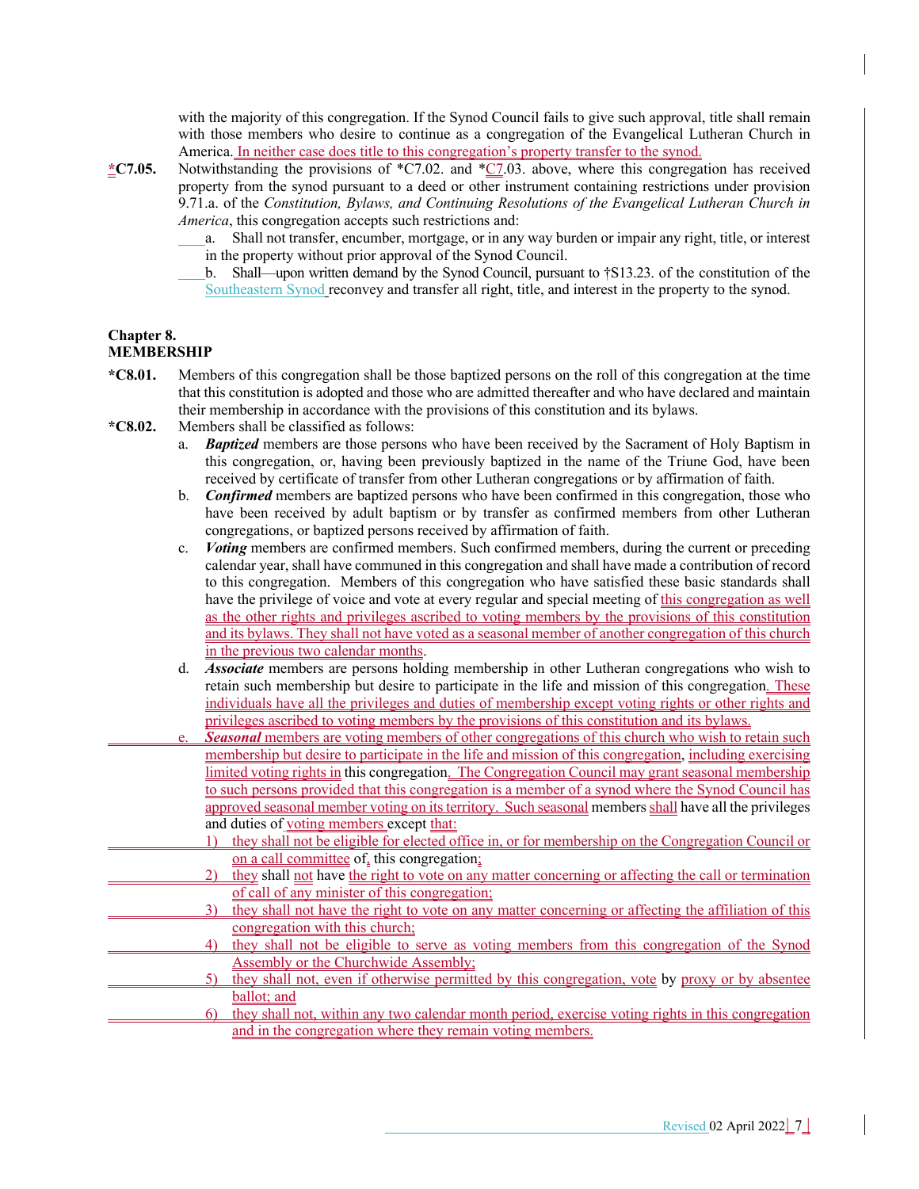with the majority of this congregation. If the Synod Council fails to give such approval, title shall remain with those members who desire to continue as a congregation of the Evangelical Lutheran Church in America. In neither case does title to this congregation's property transfer to the synod.

**\*C7.05.** Notwithstanding the provisions of \*C7.02. and \*C7.03. above, where this congregation has received property from the synod pursuant to a deed or other instrument containing restrictions under provision 9.71.a. of the *Constitution, Bylaws, and Continuing Resolutions of the Evangelical Lutheran Church in America*, this congregation accepts such restrictions and:

a. Shall not transfer, encumber, mortgage, or in any way burden or impair any right, title, or interest in the property without prior approval of the Synod Council.

b. Shall—upon written demand by the Synod Council, pursuant to †S13.23. of the constitution of the Southeastern Synod reconvey and transfer all right, title, and interest in the property to the synod.

## Chapter 8.
## MEMBERSHIP

**\*C8.01.** Members of this congregation shall be those baptized persons on the roll of this congregation at the time that this constitution is adopted and those who are admitted thereafter and who have declared and maintain their membership in accordance with the provisions of this constitution and its bylaws.

**\*C8.02.** Members shall be classified as follows:

a. ***Baptized*** members are those persons who have been received by the Sacrament of Holy Baptism in this congregation, or, having been previously baptized in the name of the Triune God, have been received by certificate of transfer from other Lutheran congregations or by affirmation of faith.

b. ***Confirmed*** members are baptized persons who have been confirmed in this congregation, those who have been received by adult baptism or by transfer as confirmed members from other Lutheran congregations, or baptized persons received by affirmation of faith.

c. ***Voting*** members are confirmed members. Such confirmed members, during the current or preceding calendar year, shall have communed in this congregation and shall have made a contribution of record to this congregation. Members of this congregation who have satisfied these basic standards shall have the privilege of voice and vote at every regular and special meeting of this congregation as well as the other rights and privileges ascribed to voting members by the provisions of this constitution and its bylaws. They shall not have voted as a seasonal member of another congregation of this church in the previous two calendar months.

d. ***Associate*** members are persons holding membership in other Lutheran congregations who wish to retain such membership but desire to participate in the life and mission of this congregation. These individuals have all the privileges and duties of membership except voting rights or other rights and privileges ascribed to voting members by the provisions of this constitution and its bylaws.

e. ***Seasonal*** members are voting members of other congregations of this church who wish to retain such membership but desire to participate in the life and mission of this congregation, including exercising limited voting rights in this congregation. The Congregation Council may grant seasonal membership to such persons provided that this congregation is a member of a synod where the Synod Council has approved seasonal member voting on its territory. Such seasonal members shall have all the privileges and duties of voting members except that:

1) they shall not be eligible for elected office in, or for membership on the Congregation Council or on a call committee of, this congregation;
2) they shall not have the right to vote on any matter concerning or affecting the call or termination of call of any minister of this congregation;
3) they shall not have the right to vote on any matter concerning or affecting the affiliation of this congregation with this church;
4) they shall not be eligible to serve as voting members from this congregation of the Synod Assembly or the Churchwide Assembly;
5) they shall not, even if otherwise permitted by this congregation, vote by proxy or by absentee ballot; and
6) they shall not, within any two calendar month period, exercise voting rights in this congregation and in the congregation where they remain voting members.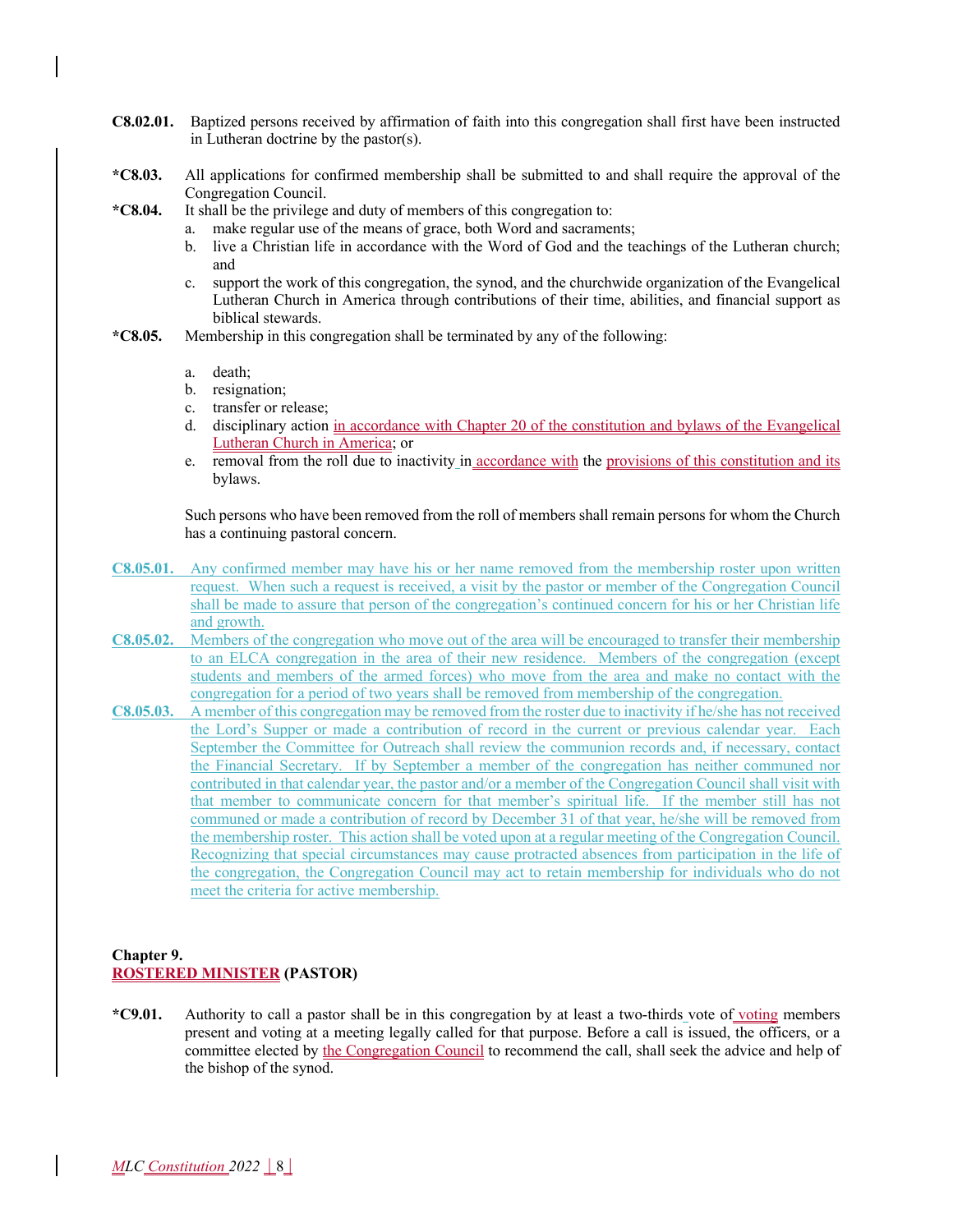**C8.02.01.** Baptized persons received by affirmation of faith into this congregation shall first have been instructed in Lutheran doctrine by the pastor(s).

**\*C8.03.** All applications for confirmed membership shall be submitted to and shall require the approval of the Congregation Council.

**\*C8.04.** It shall be the privilege and duty of members of this congregation to:

a. make regular use of the means of grace, both Word and sacraments;
b. live a Christian life in accordance with the Word of God and the teachings of the Lutheran church; and
c. support the work of this congregation, the synod, and the churchwide organization of the Evangelical Lutheran Church in America through contributions of their time, abilities, and financial support as biblical stewards.

**\*C8.05.** Membership in this congregation shall be terminated by any of the following:

a. death;
b. resignation;
c. transfer or release;
d. disciplinary action in accordance with Chapter 20 of the constitution and bylaws of the Evangelical Lutheran Church in America; or
e. removal from the roll due to inactivity in accordance with the provisions of this constitution and its bylaws.

Such persons who have been removed from the roll of members shall remain persons for whom the Church has a continuing pastoral concern.

**C8.05.01.** Any confirmed member may have his or her name removed from the membership roster upon written request. When such a request is received, a visit by the pastor or member of the Congregation Council shall be made to assure that person of the congregation's continued concern for his or her Christian life and growth.

**C8.05.02.** Members of the congregation who move out of the area will be encouraged to transfer their membership to an ELCA congregation in the area of their new residence. Members of the congregation (except students and members of the armed forces) who move from the area and make no contact with the congregation for a period of two years shall be removed from membership of the congregation.

**C8.05.03.** A member of this congregation may be removed from the roster due to inactivity if he/she has not received the Lord's Supper or made a contribution of record in the current or previous calendar year. Each September the Committee for Outreach shall review the communion records and, if necessary, contact the Financial Secretary. If by September a member of the congregation has neither communed nor contributed in that calendar year, the pastor and/or a member of the Congregation Council shall visit with that member to communicate concern for that member's spiritual life. If the member still has not communed or made a contribution of record by December 31 of that year, he/she will be removed from the membership roster. This action shall be voted upon at a regular meeting of the Congregation Council. Recognizing that special circumstances may cause protracted absences from participation in the life of the congregation, the Congregation Council may act to retain membership for individuals who do not meet the criteria for active membership.

## Chapter 9.
## ROSTERED MINISTER (PASTOR)

**\*C9.01.** Authority to call a pastor shall be in this congregation by at least a two-thirds vote of voting members present and voting at a meeting legally called for that purpose. Before a call is issued, the officers, or a committee elected by the Congregation Council to recommend the call, shall seek the advice and help of the bishop of the synod.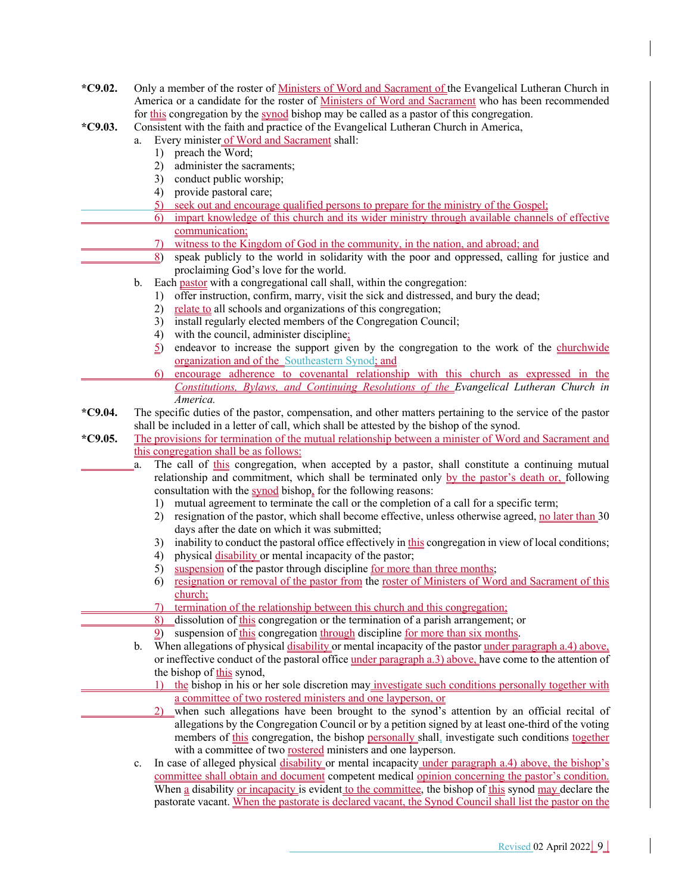**\*C9.02.** Only a member of the roster of Ministers of Word and Sacrament of the Evangelical Lutheran Church in America or a candidate for the roster of Ministers of Word and Sacrament who has been recommended for this congregation by the synod bishop may be called as a pastor of this congregation.

**\*C9.03.** Consistent with the faith and practice of the Evangelical Lutheran Church in America,

a. Every minister of Word and Sacrament shall:
   1) preach the Word;
   2) administer the sacraments;
   3) conduct public worship;
   4) provide pastoral care;
   5) seek out and encourage qualified persons to prepare for the ministry of the Gospel;
   6) impart knowledge of this church and its wider ministry through available channels of effective communication;
   7) witness to the Kingdom of God in the community, in the nation, and abroad; and
   8) speak publicly to the world in solidarity with the poor and oppressed, calling for justice and proclaiming God's love for the world.

b. Each pastor with a congregational call shall, within the congregation:
   1) offer instruction, confirm, marry, visit the sick and distressed, and bury the dead;
   2) relate to all schools and organizations of this congregation;
   3) install regularly elected members of the Congregation Council;
   4) with the council, administer discipline;
   5) endeavor to increase the support given by the congregation to the work of the churchwide organization and of the Southeastern Synod; and
   6) encourage adherence to covenantal relationship with this church as expressed in the *Constitutions, Bylaws, and Continuing Resolutions of the Evangelical Lutheran Church in America.*

**\*C9.04.** The specific duties of the pastor, compensation, and other matters pertaining to the service of the pastor shall be included in a letter of call, which shall be attested by the bishop of the synod.

**\*C9.05.** The provisions for termination of the mutual relationship between a minister of Word and Sacrament and this congregation shall be as follows:

a. The call of this congregation, when accepted by a pastor, shall constitute a continuing mutual relationship and commitment, which shall be terminated only by the pastor's death or, following consultation with the synod bishop, for the following reasons:
   1) mutual agreement to terminate the call or the completion of a call for a specific term;
   2) resignation of the pastor, which shall become effective, unless otherwise agreed, no later than 30 days after the date on which it was submitted;
   3) inability to conduct the pastoral office effectively in this congregation in view of local conditions;
   4) physical disability or mental incapacity of the pastor;
   5) suspension of the pastor through discipline for more than three months;
   6) resignation or removal of the pastor from the roster of Ministers of Word and Sacrament of this church;
   7) termination of the relationship between this church and this congregation;
   8) dissolution of this congregation or the termination of a parish arrangement; or
   9) suspension of this congregation through discipline for more than six months.

b. When allegations of physical disability or mental incapacity of the pastor under paragraph a.4) above, or ineffective conduct of the pastoral office under paragraph a.3) above, have come to the attention of the bishop of this synod,
   1) the bishop in his or her sole discretion may investigate such conditions personally together with a committee of two rostered ministers and one layperson, or
   2) when such allegations have been brought to the synod's attention by an official recital of allegations by the Congregation Council or by a petition signed by at least one-third of the voting members of this congregation, the bishop personally shall, investigate such conditions together with a committee of two rostered ministers and one layperson.

c. In case of alleged physical disability or mental incapacity under paragraph a.4) above, the bishop's committee shall obtain and document competent medical opinion concerning the pastor's condition. When a disability or incapacity is evident to the committee, the bishop of this synod may declare the pastorate vacant. When the pastorate is declared vacant, the Synod Council shall list the pastor on the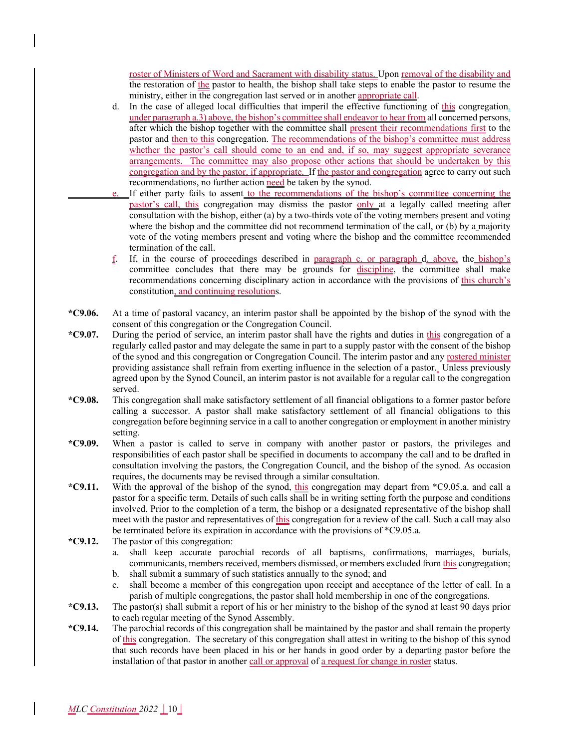roster of Ministers of Word and Sacrament with disability status. Upon removal of the disability and the restoration of the pastor to health, the bishop shall take steps to enable the pastor to resume the ministry, either in the congregation last served or in another appropriate call.

d. In the case of alleged local difficulties that imperil the effective functioning of this congregation, under paragraph a.3) above, the bishop's committee shall endeavor to hear from all concerned persons, after which the bishop together with the committee shall present their recommendations first to the pastor and then to this congregation. The recommendations of the bishop's committee must address whether the pastor's call should come to an end and, if so, may suggest appropriate severance arrangements. The committee may also propose other actions that should be undertaken by this congregation and by the pastor, if appropriate. If the pastor and congregation agree to carry out such recommendations, no further action need be taken by the synod.

e. If either party fails to assent to the recommendations of the bishop's committee concerning the pastor's call, this congregation may dismiss the pastor only at a legally called meeting after consultation with the bishop, either (a) by a two-thirds vote of the voting members present and voting where the bishop and the committee did not recommend termination of the call, or (b) by a majority vote of the voting members present and voting where the bishop and the committee recommended termination of the call.

f. If, in the course of proceedings described in paragraph c. or paragraph d. above, the bishop's committee concludes that there may be grounds for discipline, the committee shall make recommendations concerning disciplinary action in accordance with the provisions of this church's constitution, and continuing resolutions.

**\*C9.06.** At a time of pastoral vacancy, an interim pastor shall be appointed by the bishop of the synod with the consent of this congregation or the Congregation Council.

**\*C9.07.** During the period of service, an interim pastor shall have the rights and duties in this congregation of a regularly called pastor and may delegate the same in part to a supply pastor with the consent of the bishop of the synod and this congregation or Congregation Council. The interim pastor and any rostered minister providing assistance shall refrain from exerting influence in the selection of a pastor. Unless previously agreed upon by the Synod Council, an interim pastor is not available for a regular call to the congregation served.

**\*C9.08.** This congregation shall make satisfactory settlement of all financial obligations to a former pastor before calling a successor. A pastor shall make satisfactory settlement of all financial obligations to this congregation before beginning service in a call to another congregation or employment in another ministry setting.

**\*C9.09.** When a pastor is called to serve in company with another pastor or pastors, the privileges and responsibilities of each pastor shall be specified in documents to accompany the call and to be drafted in consultation involving the pastors, the Congregation Council, and the bishop of the synod. As occasion requires, the documents may be revised through a similar consultation.

**\*C9.11.** With the approval of the bishop of the synod, this congregation may depart from *C9.05.a. and call a pastor for a specific term. Details of such calls shall be in writing setting forth the purpose and conditions involved. Prior to the completion of a term, the bishop or a designated representative of the bishop shall meet with the pastor and representatives of this congregation for a review of the call. Such a call may also be terminated before its expiration in accordance with the provisions of *C9.05.a.

**\*C9.12.** The pastor of this congregation:

a. shall keep accurate parochial records of all baptisms, confirmations, marriages, burials, communicants, members received, members dismissed, or members excluded from this congregation;

b. shall submit a summary of such statistics annually to the synod; and

c. shall become a member of this congregation upon receipt and acceptance of the letter of call. In a parish of multiple congregations, the pastor shall hold membership in one of the congregations.

**\*C9.13.** The pastor(s) shall submit a report of his or her ministry to the bishop of the synod at least 90 days prior to each regular meeting of the Synod Assembly.

**\*C9.14.** The parochial records of this congregation shall be maintained by the pastor and shall remain the property of this congregation. The secretary of this congregation shall attest in writing to the bishop of this synod that such records have been placed in his or her hands in good order by a departing pastor before the installation of that pastor in another call or approval of a request for change in roster status.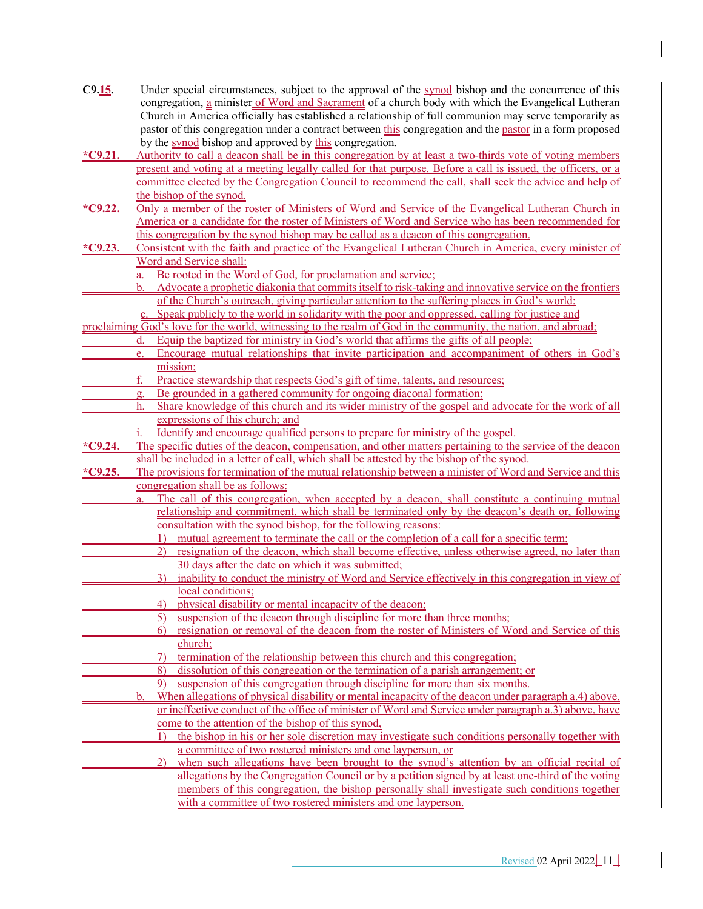**C9.15.** Under special circumstances, subject to the approval of the synod bishop and the concurrence of this congregation, a minister of Word and Sacrament of a church body with which the Evangelical Lutheran Church in America officially has established a relationship of full communion may serve temporarily as pastor of this congregation under a contract between this congregation and the pastor in a form proposed by the synod bishop and approved by this congregation.

***C9.21.** Authority to call a deacon shall be in this congregation by at least a two-thirds vote of voting members present and voting at a meeting legally called for that purpose. Before a call is issued, the officers, or a committee elected by the Congregation Council to recommend the call, shall seek the advice and help of the bishop of the synod.

***C9.22.** Only a member of the roster of Ministers of Word and Service of the Evangelical Lutheran Church in America or a candidate for the roster of Ministers of Word and Service who has been recommended for this congregation by the synod bishop may be called as a deacon of this congregation.

***C9.23.** Consistent with the faith and practice of the Evangelical Lutheran Church in America, every minister of Word and Service shall:

a. Be rooted in the Word of God, for proclamation and service;
b. Advocate a prophetic diakonia that commits itself to risk-taking and innovative service on the frontiers of the Church's outreach, giving particular attention to the suffering places in God's world;
c. Speak publicly to the world in solidarity with the poor and oppressed, calling for justice and proclaiming God's love for the world, witnessing to the realm of God in the community, the nation, and abroad;
d. Equip the baptized for ministry in God's world that affirms the gifts of all people;
e. Encourage mutual relationships that invite participation and accompaniment of others in God's mission;
f. Practice stewardship that respects God's gift of time, talents, and resources;
g. Be grounded in a gathered community for ongoing diaconal formation;
h. Share knowledge of this church and its wider ministry of the gospel and advocate for the work of all expressions of this church; and
i. Identify and encourage qualified persons to prepare for ministry of the gospel.

***C9.24.** The specific duties of the deacon, compensation, and other matters pertaining to the service of the deacon shall be included in a letter of call, which shall be attested by the bishop of the synod.

***C9.25.** The provisions for termination of the mutual relationship between a minister of Word and Service and this congregation shall be as follows:

a. The call of this congregation, when accepted by a deacon, shall constitute a continuing mutual relationship and commitment, which shall be terminated only by the deacon's death or, following consultation with the synod bishop, for the following reasons:
   1) mutual agreement to terminate the call or the completion of a call for a specific term;
   2) resignation of the deacon, which shall become effective, unless otherwise agreed, no later than 30 days after the date on which it was submitted;
   3) inability to conduct the ministry of Word and Service effectively in this congregation in view of local conditions;
   4) physical disability or mental incapacity of the deacon;
   5) suspension of the deacon through discipline for more than three months;
   6) resignation or removal of the deacon from the roster of Ministers of Word and Service of this church;
   7) termination of the relationship between this church and this congregation;
   8) dissolution of this congregation or the termination of a parish arrangement; or
   9) suspension of this congregation through discipline for more than six months.
b. When allegations of physical disability or mental incapacity of the deacon under paragraph a.4) above, or ineffective conduct of the office of minister of Word and Service under paragraph a.3) above, have come to the attention of the bishop of this synod,
   1) the bishop in his or her sole discretion may investigate such conditions personally together with a committee of two rostered ministers and one layperson, or
   2) when such allegations have been brought to the synod's attention by an official recital of allegations by the Congregation Council or by a petition signed by at least one-third of the voting members of this congregation, the bishop personally shall investigate such conditions together with a committee of two rostered ministers and one layperson.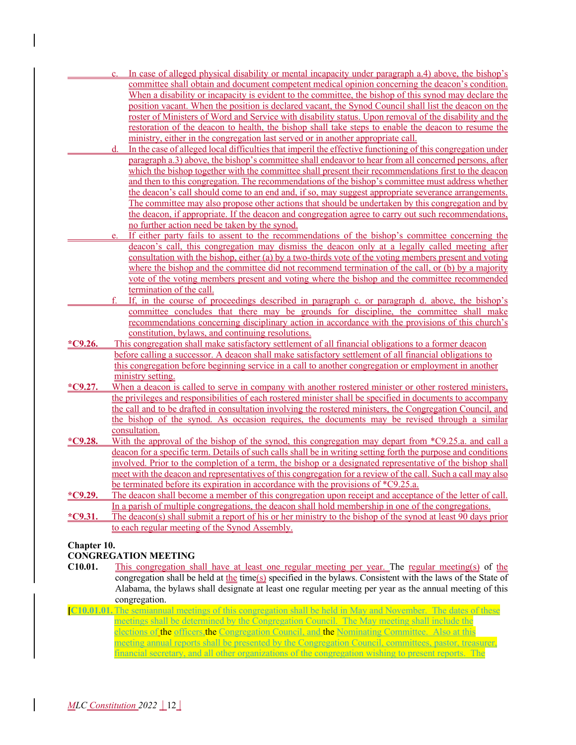c. In case of alleged physical disability or mental incapacity under paragraph a.4) above, the bishop's committee shall obtain and document competent medical opinion concerning the deacon's condition. When a disability or incapacity is evident to the committee, the bishop of this synod may declare the position vacant. When the position is declared vacant, the Synod Council shall list the deacon on the roster of Ministers of Word and Service with disability status. Upon removal of the disability and the restoration of the deacon to health, the bishop shall take steps to enable the deacon to resume the ministry, either in the congregation last served or in another appropriate call.

d. In the case of alleged local difficulties that imperil the effective functioning of this congregation under paragraph a.3) above, the bishop's committee shall endeavor to hear from all concerned persons, after which the bishop together with the committee shall present their recommendations first to the deacon and then to this congregation. The recommendations of the bishop's committee must address whether the deacon's call should come to an end and, if so, may suggest appropriate severance arrangements. The committee may also propose other actions that should be undertaken by this congregation and by the deacon, if appropriate. If the deacon and congregation agree to carry out such recommendations, no further action need be taken by the synod.

e. If either party fails to assent to the recommendations of the bishop's committee concerning the deacon's call, this congregation may dismiss the deacon only at a legally called meeting after consultation with the bishop, either (a) by a two-thirds vote of the voting members present and voting where the bishop and the committee did not recommend termination of the call, or (b) by a majority vote of the voting members present and voting where the bishop and the committee recommended termination of the call.

f. If, in the course of proceedings described in paragraph c. or paragraph d. above, the bishop's committee concludes that there may be grounds for discipline, the committee shall make recommendations concerning disciplinary action in accordance with the provisions of this church's constitution, bylaws, and continuing resolutions.

**\*C9.26.** This congregation shall make satisfactory settlement of all financial obligations to a former deacon before calling a successor. A deacon shall make satisfactory settlement of all financial obligations to this congregation before beginning service in a call to another congregation or employment in another ministry setting.

**\*C9.27.** When a deacon is called to serve in company with another rostered minister or other rostered ministers, the privileges and responsibilities of each rostered minister shall be specified in documents to accompany the call and to be drafted in consultation involving the rostered ministers, the Congregation Council, and the bishop of the synod. As occasion requires, the documents may be revised through a similar consultation.

**\*C9.28.** With the approval of the bishop of the synod, this congregation may depart from \*C9.25.a. and call a deacon for a specific term. Details of such calls shall be in writing setting forth the purpose and conditions involved. Prior to the completion of a term, the bishop or a designated representative of the bishop shall meet with the deacon and representatives of this congregation for a review of the call. Such a call may also be terminated before its expiration in accordance with the provisions of \*C9.25.a.

**\*C9.29.** The deacon shall become a member of this congregation upon receipt and acceptance of the letter of call. In a parish of multiple congregations, the deacon shall hold membership in one of the congregations.

**\*C9.31.** The deacon(s) shall submit a report of his or her ministry to the bishop of the synod at least 90 days prior to each regular meeting of the Synod Assembly.

## Chapter 10.
## CONGREGATION MEETING

**C10.01.** This congregation shall have at least one regular meeting per year. The regular meeting(s) of the congregation shall be held at the time(s) specified in the bylaws. Consistent with the laws of the State of Alabama, the bylaws shall designate at least one regular meeting per year as the annual meeting of this congregation.

**[C10.01.01.** The semiannual meetings of this congregation shall be held in May and November. The dates of these meetings shall be determined by the Congregation Council. The May meeting shall include the elections of the officers, the Congregation Council, and the Nominating Committee. Also at this meeting annual reports shall be presented by the Congregation Council, committees, pastor, treasurer, financial secretary, and all other organizations of the congregation wishing to present reports. The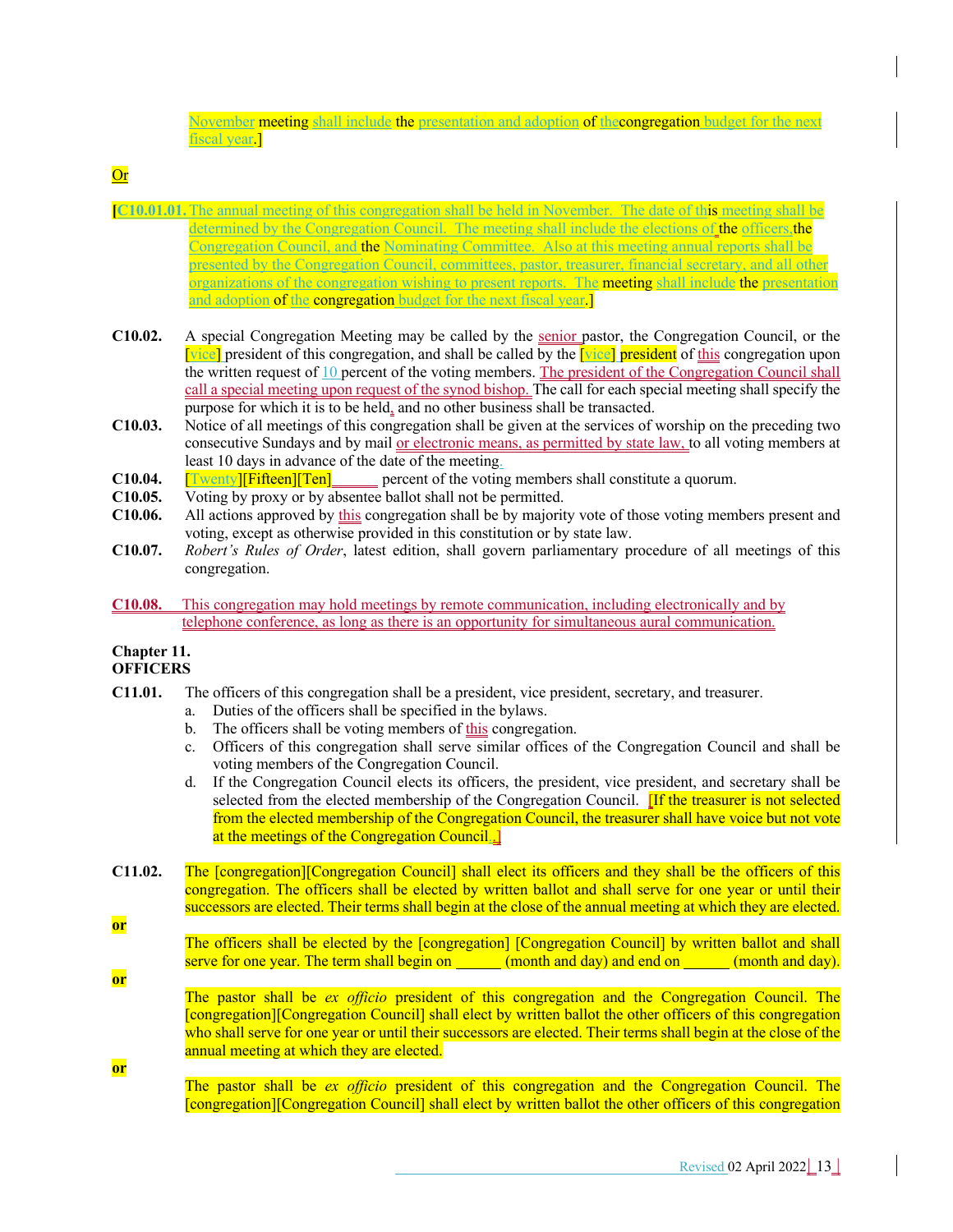November meeting shall include the presentation and adoption of the congregation budget for the next fiscal year.]

Or

[C10.01.01. The annual meeting of this congregation shall be held in November. The date of this meeting shall be determined by the Congregation Council. The meeting shall include the elections of the officers, the Congregation Council, and the Nominating Committee. Also at this meeting annual reports shall be presented by the Congregation Council, committees, pastor, treasurer, financial secretary, and all other organizations of the congregation wishing to present reports. The meeting shall include the presentation and adoption of the congregation budget for the next fiscal year.]

**C10.02.** A special Congregation Meeting may be called by the senior pastor, the Congregation Council, or the [vice] president of this congregation, and shall be called by the [vice] president of this congregation upon the written request of 10 percent of the voting members. The president of the Congregation Council shall call a special meeting upon request of the synod bishop. The call for each special meeting shall specify the purpose for which it is to be held, and no other business shall be transacted.

**C10.03.** Notice of all meetings of this congregation shall be given at the services of worship on the preceding two consecutive Sundays and by mail or electronic means, as permitted by state law, to all voting members at least 10 days in advance of the date of the meeting.

**C10.04.** [Twenty][Fifteen][Ten]______ percent of the voting members shall constitute a quorum.

**C10.05.** Voting by proxy or by absentee ballot shall not be permitted.

**C10.06.** All actions approved by this congregation shall be by majority vote of those voting members present and voting, except as otherwise provided in this constitution or by state law.

**C10.07.** *Robert's Rules of Order*, latest edition, shall govern parliamentary procedure of all meetings of this congregation.

**C10.08.** This congregation may hold meetings by remote communication, including electronically and by telephone conference, as long as there is an opportunity for simultaneous aural communication.

## Chapter 11.
## OFFICERS

**C11.01.** The officers of this congregation shall be a president, vice president, secretary, and treasurer.

a. Duties of the officers shall be specified in the bylaws.
b. The officers shall be voting members of this congregation.
c. Officers of this congregation shall serve similar offices of the Congregation Council and shall be voting members of the Congregation Council.
d. If the Congregation Council elects its officers, the president, vice president, and secretary shall be selected from the elected membership of the Congregation Council. [If the treasurer is not selected from the elected membership of the Congregation Council, the treasurer shall have voice but not vote at the meetings of the Congregation Council.]

**C11.02.** The [congregation][Congregation Council] shall elect its officers and they shall be the officers of this congregation. The officers shall be elected by written ballot and shall serve for one year or until their successors are elected. Their terms shall begin at the close of the annual meeting at which they are elected.

**or**

The officers shall be elected by the [congregation] [Congregation Council] by written ballot and shall serve for one year. The term shall begin on ______ (month and day) and end on ______ (month and day).

**or**

The pastor shall be *ex officio* president of this congregation and the Congregation Council. The [congregation][Congregation Council] shall elect by written ballot the other officers of this congregation who shall serve for one year or until their successors are elected. Their terms shall begin at the close of the annual meeting at which they are elected.

**or**

The pastor shall be *ex officio* president of this congregation and the Congregation Council. The [congregation][Congregation Council] shall elect by written ballot the other officers of this congregation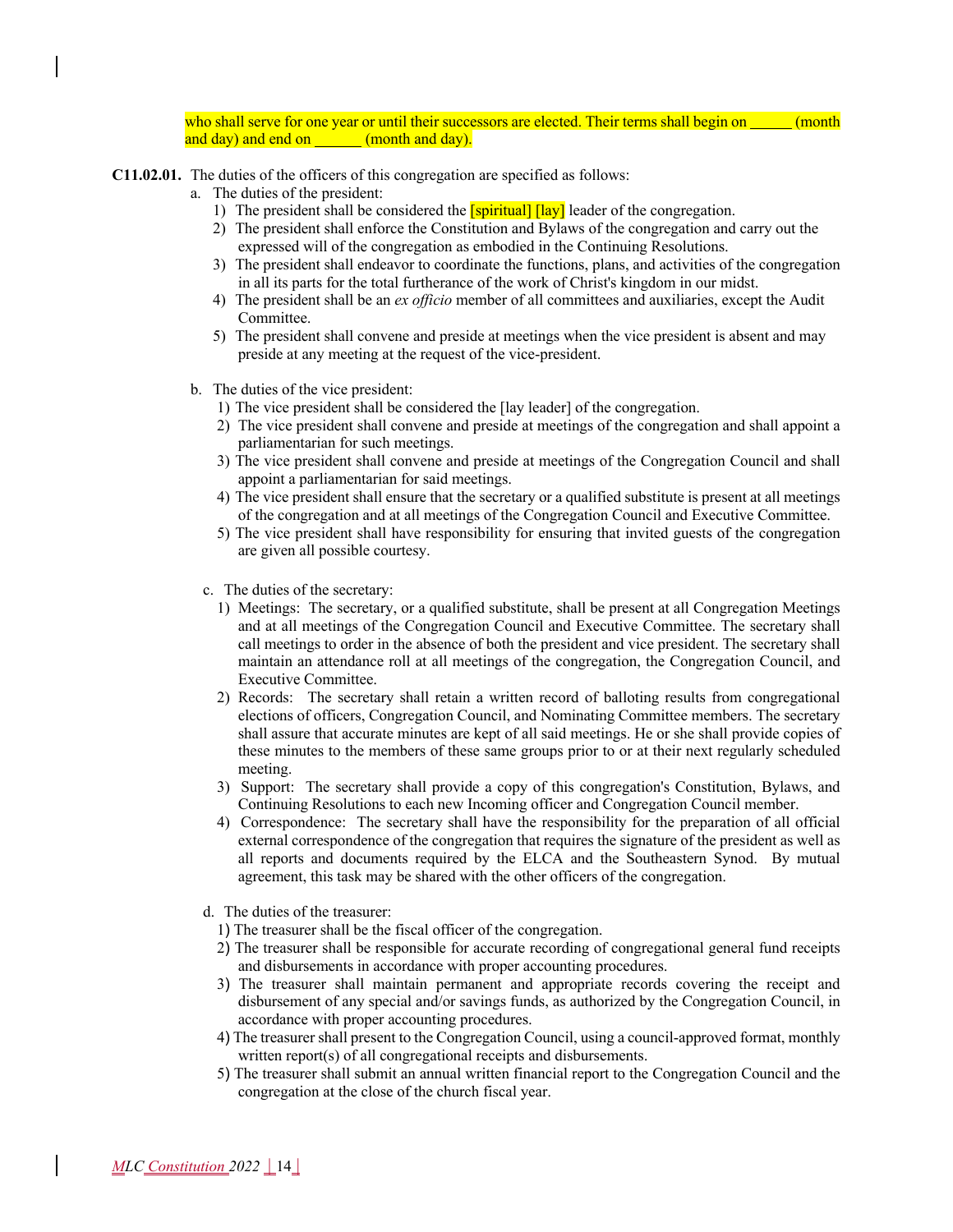who shall serve for one year or until their successors are elected. Their terms shall begin on ______ (month and day) and end on ______ (month and day).

**C11.02.01.** The duties of the officers of this congregation are specified as follows:

a. The duties of the president:
   1) The president shall be considered the [spiritual] [lay] leader of the congregation.
   2) The president shall enforce the Constitution and Bylaws of the congregation and carry out the expressed will of the congregation as embodied in the Continuing Resolutions.
   3) The president shall endeavor to coordinate the functions, plans, and activities of the congregation in all its parts for the total furtherance of the work of Christ's kingdom in our midst.
   4) The president shall be an *ex officio* member of all committees and auxiliaries, except the Audit Committee.
   5) The president shall convene and preside at meetings when the vice president is absent and may preside at any meeting at the request of the vice-president.

b. The duties of the vice president:
   1) The vice president shall be considered the [lay leader] of the congregation.
   2) The vice president shall convene and preside at meetings of the congregation and shall appoint a parliamentarian for such meetings.
   3) The vice president shall convene and preside at meetings of the Congregation Council and shall appoint a parliamentarian for said meetings.
   4) The vice president shall ensure that the secretary or a qualified substitute is present at all meetings of the congregation and at all meetings of the Congregation Council and Executive Committee.
   5) The vice president shall have responsibility for ensuring that invited guests of the congregation are given all possible courtesy.

c. The duties of the secretary:
   1) Meetings: The secretary, or a qualified substitute, shall be present at all Congregation Meetings and at all meetings of the Congregation Council and Executive Committee. The secretary shall call meetings to order in the absence of both the president and vice president. The secretary shall maintain an attendance roll at all meetings of the congregation, the Congregation Council, and Executive Committee.
   2) Records: The secretary shall retain a written record of balloting results from congregational elections of officers, Congregation Council, and Nominating Committee members. The secretary shall assure that accurate minutes are kept of all said meetings. He or she shall provide copies of these minutes to the members of these same groups prior to or at their next regularly scheduled meeting.
   3) Support: The secretary shall provide a copy of this congregation's Constitution, Bylaws, and Continuing Resolutions to each new Incoming officer and Congregation Council member.
   4) Correspondence: The secretary shall have the responsibility for the preparation of all official external correspondence of the congregation that requires the signature of the president as well as all reports and documents required by the ELCA and the Southeastern Synod. By mutual agreement, this task may be shared with the other officers of the congregation.

d. The duties of the treasurer:
   1) The treasurer shall be the fiscal officer of the congregation.
   2) The treasurer shall be responsible for accurate recording of congregational general fund receipts and disbursements in accordance with proper accounting procedures.
   3) The treasurer shall maintain permanent and appropriate records covering the receipt and disbursement of any special and/or savings funds, as authorized by the Congregation Council, in accordance with proper accounting procedures.
   4) The treasurer shall present to the Congregation Council, using a council-approved format, monthly written report(s) of all congregational receipts and disbursements.
   5) The treasurer shall submit an annual written financial report to the Congregation Council and the congregation at the close of the church fiscal year.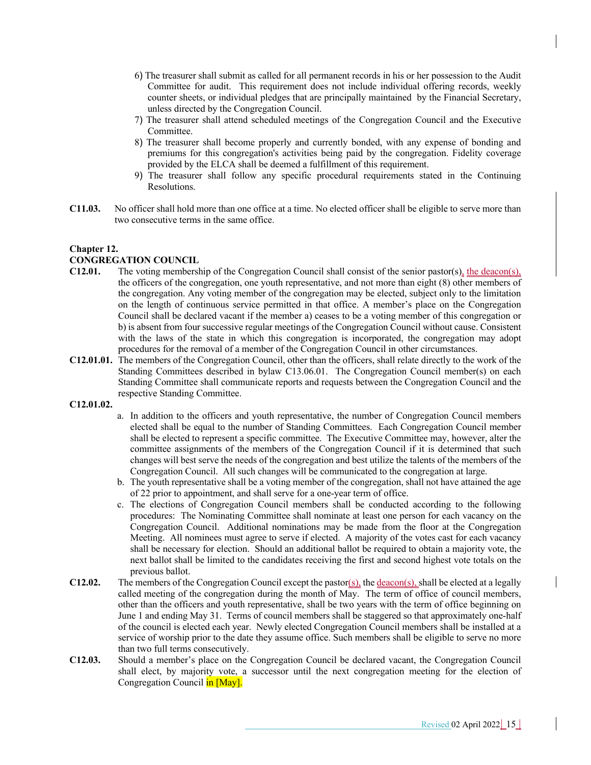6) The treasurer shall submit as called for all permanent records in his or her possession to the Audit Committee for audit. This requirement does not include individual offering records, weekly counter sheets, or individual pledges that are principally maintained by the Financial Secretary, unless directed by the Congregation Council.

7) The treasurer shall attend scheduled meetings of the Congregation Council and the Executive Committee.

8) The treasurer shall become properly and currently bonded, with any expense of bonding and premiums for this congregation's activities being paid by the congregation. Fidelity coverage provided by the ELCA shall be deemed a fulfillment of this requirement.

9) The treasurer shall follow any specific procedural requirements stated in the Continuing Resolutions.

**C11.03.** No officer shall hold more than one office at a time. No elected officer shall be eligible to serve more than two consecutive terms in the same office.

## Chapter 12.
## CONGREGATION COUNCIL

**C12.01.** The voting membership of the Congregation Council shall consist of the senior pastor(s), the deacon(s), the officers of the congregation, one youth representative, and not more than eight (8) other members of the congregation. Any voting member of the congregation may be elected, subject only to the limitation on the length of continuous service permitted in that office. A member's place on the Congregation Council shall be declared vacant if the member a) ceases to be a voting member of this congregation or b) is absent from four successive regular meetings of the Congregation Council without cause. Consistent with the laws of the state in which this congregation is incorporated, the congregation may adopt procedures for the removal of a member of the Congregation Council in other circumstances.

**C12.01.01.** The members of the Congregation Council, other than the officers, shall relate directly to the work of the Standing Committees described in bylaw C13.06.01. The Congregation Council member(s) on each Standing Committee shall communicate reports and requests between the Congregation Council and the respective Standing Committee.

**C12.01.02.**

a. In addition to the officers and youth representative, the number of Congregation Council members elected shall be equal to the number of Standing Committees. Each Congregation Council member shall be elected to represent a specific committee. The Executive Committee may, however, alter the committee assignments of the members of the Congregation Council if it is determined that such changes will best serve the needs of the congregation and best utilize the talents of the members of the Congregation Council. All such changes will be communicated to the congregation at large.

b. The youth representative shall be a voting member of the congregation, shall not have attained the age of 22 prior to appointment, and shall serve for a one-year term of office.

c. The elections of Congregation Council members shall be conducted according to the following procedures: The Nominating Committee shall nominate at least one person for each vacancy on the Congregation Council. Additional nominations may be made from the floor at the Congregation Meeting. All nominees must agree to serve if elected. A majority of the votes cast for each vacancy shall be necessary for election. Should an additional ballot be required to obtain a majority vote, the next ballot shall be limited to the candidates receiving the first and second highest vote totals on the previous ballot.

**C12.02.** The members of the Congregation Council except the pastor(s), the deacon(s), shall be elected at a legally called meeting of the congregation during the month of May. The term of office of council members, other than the officers and youth representative, shall be two years with the term of office beginning on June 1 and ending May 31. Terms of council members shall be staggered so that approximately one-half of the council is elected each year. Newly elected Congregation Council members shall be installed at a service of worship prior to the date they assume office. Such members shall be eligible to serve no more than two full terms consecutively.

**C12.03.** Should a member's place on the Congregation Council be declared vacant, the Congregation Council shall elect, by majority vote, a successor until the next congregation meeting for the election of Congregation Council in [May].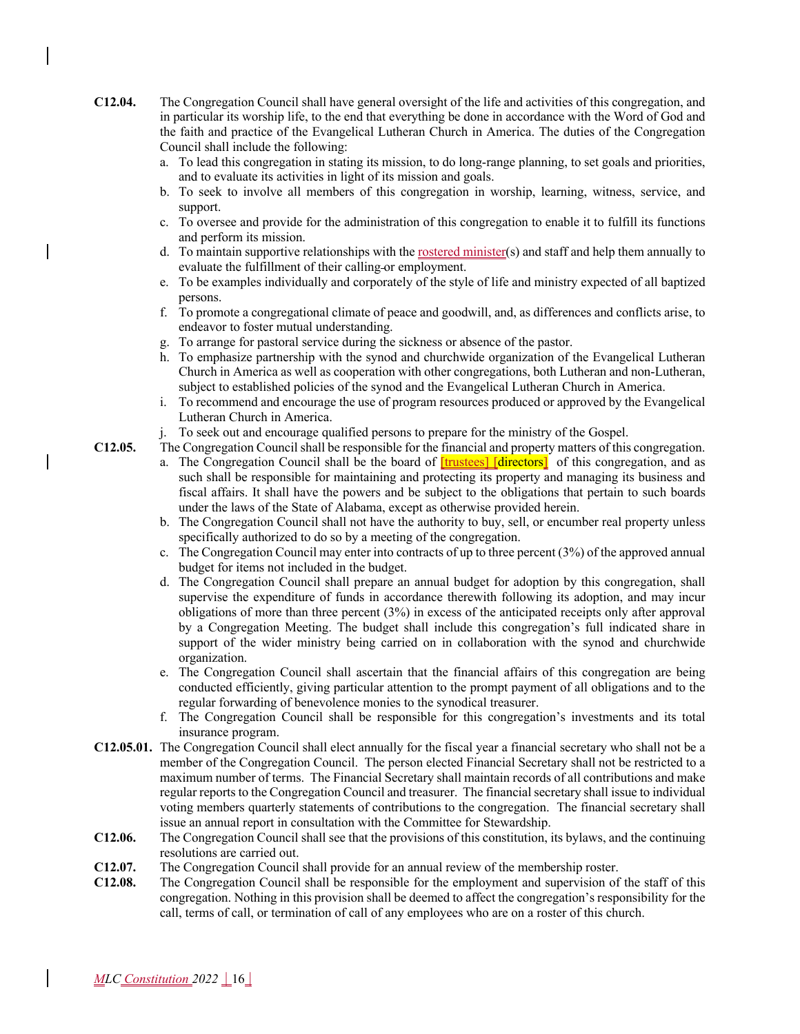**C12.04.** The Congregation Council shall have general oversight of the life and activities of this congregation, and in particular its worship life, to the end that everything be done in accordance with the Word of God and the faith and practice of the Evangelical Lutheran Church in America. The duties of the Congregation Council shall include the following:

a. To lead this congregation in stating its mission, to do long-range planning, to set goals and priorities, and to evaluate its activities in light of its mission and goals.
b. To seek to involve all members of this congregation in worship, learning, witness, service, and support.
c. To oversee and provide for the administration of this congregation to enable it to fulfill its functions and perform its mission.
d. To maintain supportive relationships with the rostered minister(s) and staff and help them annually to evaluate the fulfillment of their calling or employment.
e. To be examples individually and corporately of the style of life and ministry expected of all baptized persons.
f. To promote a congregational climate of peace and goodwill, and, as differences and conflicts arise, to endeavor to foster mutual understanding.
g. To arrange for pastoral service during the sickness or absence of the pastor.
h. To emphasize partnership with the synod and churchwide organization of the Evangelical Lutheran Church in America as well as cooperation with other congregations, both Lutheran and non-Lutheran, subject to established policies of the synod and the Evangelical Lutheran Church in America.
i. To recommend and encourage the use of program resources produced or approved by the Evangelical Lutheran Church in America.
j. To seek out and encourage qualified persons to prepare for the ministry of the Gospel.

**C12.05.** The Congregation Council shall be responsible for the financial and property matters of this congregation.

a. The Congregation Council shall be the board of [trustees] [directors] of this congregation, and as such shall be responsible for maintaining and protecting its property and managing its business and fiscal affairs. It shall have the powers and be subject to the obligations that pertain to such boards under the laws of the State of Alabama, except as otherwise provided herein.
b. The Congregation Council shall not have the authority to buy, sell, or encumber real property unless specifically authorized to do so by a meeting of the congregation.
c. The Congregation Council may enter into contracts of up to three percent (3%) of the approved annual budget for items not included in the budget.
d. The Congregation Council shall prepare an annual budget for adoption by this congregation, shall supervise the expenditure of funds in accordance therewith following its adoption, and may incur obligations of more than three percent (3%) in excess of the anticipated receipts only after approval by a Congregation Meeting. The budget shall include this congregation's full indicated share in support of the wider ministry being carried on in collaboration with the synod and churchwide organization.
e. The Congregation Council shall ascertain that the financial affairs of this congregation are being conducted efficiently, giving particular attention to the prompt payment of all obligations and to the regular forwarding of benevolence monies to the synodical treasurer.
f. The Congregation Council shall be responsible for this congregation's investments and its total insurance program.

**C12.05.01.** The Congregation Council shall elect annually for the fiscal year a financial secretary who shall not be a member of the Congregation Council. The person elected Financial Secretary shall not be restricted to a maximum number of terms. The Financial Secretary shall maintain records of all contributions and make regular reports to the Congregation Council and treasurer. The financial secretary shall issue to individual voting members quarterly statements of contributions to the congregation. The financial secretary shall issue an annual report in consultation with the Committee for Stewardship.

**C12.06.** The Congregation Council shall see that the provisions of this constitution, its bylaws, and the continuing resolutions are carried out.

**C12.07.** The Congregation Council shall provide for an annual review of the membership roster.

**C12.08.** The Congregation Council shall be responsible for the employment and supervision of the staff of this congregation. Nothing in this provision shall be deemed to affect the congregation's responsibility for the call, terms of call, or termination of call of any employees who are on a roster of this church.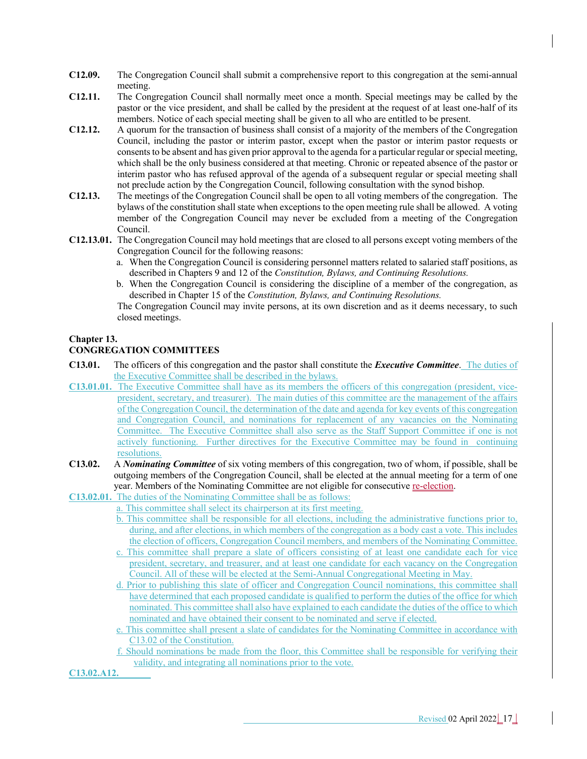**C12.09.** The Congregation Council shall submit a comprehensive report to this congregation at the semi-annual meeting.

**C12.11.** The Congregation Council shall normally meet once a month. Special meetings may be called by the pastor or the vice president, and shall be called by the president at the request of at least one-half of its members. Notice of each special meeting shall be given to all who are entitled to be present.

**C12.12.** A quorum for the transaction of business shall consist of a majority of the members of the Congregation Council, including the pastor or interim pastor, except when the pastor or interim pastor requests or consents to be absent and has given prior approval to the agenda for a particular regular or special meeting, which shall be the only business considered at that meeting. Chronic or repeated absence of the pastor or interim pastor who has refused approval of the agenda of a subsequent regular or special meeting shall not preclude action by the Congregation Council, following consultation with the synod bishop.

**C12.13.** The meetings of the Congregation Council shall be open to all voting members of the congregation. The bylaws of the constitution shall state when exceptions to the open meeting rule shall be allowed. A voting member of the Congregation Council may never be excluded from a meeting of the Congregation Council.

**C12.13.01.** The Congregation Council may hold meetings that are closed to all persons except voting members of the Congregation Council for the following reasons:

a. When the Congregation Council is considering personnel matters related to salaried staff positions, as described in Chapters 9 and 12 of the *Constitution, Bylaws, and Continuing Resolutions.*

b. When the Congregation Council is considering the discipline of a member of the congregation, as described in Chapter 15 of the *Constitution, Bylaws, and Continuing Resolutions.*

The Congregation Council may invite persons, at its own discretion and as it deems necessary, to such closed meetings.

## Chapter 13.
## CONGREGATION COMMITTEES

**C13.01.** The officers of this congregation and the pastor shall constitute the ***Executive Committee***. The duties of the Executive Committee shall be described in the bylaws.

**C13.01.01.** The Executive Committee shall have as its members the officers of this congregation (president, vice-president, secretary, and treasurer). The main duties of this committee are the management of the affairs of the Congregation Council, the determination of the date and agenda for key events of this congregation and Congregation Council, and nominations for replacement of any vacancies on the Nominating Committee. The Executive Committee shall also serve as the Staff Support Committee if one is not actively functioning. Further directives for the Executive Committee may be found in continuing resolutions.

**C13.02.** A ***Nominating Committee*** of six voting members of this congregation, two of whom, if possible, shall be outgoing members of the Congregation Council, shall be elected at the annual meeting for a term of one year. Members of the Nominating Committee are not eligible for consecutive re-election.

**C13.02.01.** The duties of the Nominating Committee shall be as follows:

a. This committee shall select its chairperson at its first meeting.

b. This committee shall be responsible for all elections, including the administrative functions prior to, during, and after elections, in which members of the congregation as a body cast a vote. This includes the election of officers, Congregation Council members, and members of the Nominating Committee.

c. This committee shall prepare a slate of officers consisting of at least one candidate each for vice president, secretary, and treasurer, and at least one candidate for each vacancy on the Congregation Council. All of these will be elected at the Semi-Annual Congregational Meeting in May.

d. Prior to publishing this slate of officer and Congregation Council nominations, this committee shall have determined that each proposed candidate is qualified to perform the duties of the office for which nominated. This committee shall also have explained to each candidate the duties of the office to which nominated and have obtained their consent to be nominated and serve if elected.

e. This committee shall present a slate of candidates for the Nominating Committee in accordance with C13.02 of the Constitution.

f. Should nominations be made from the floor, this Committee shall be responsible for verifying their validity, and integrating all nominations prior to the vote.

**C13.02.A12.**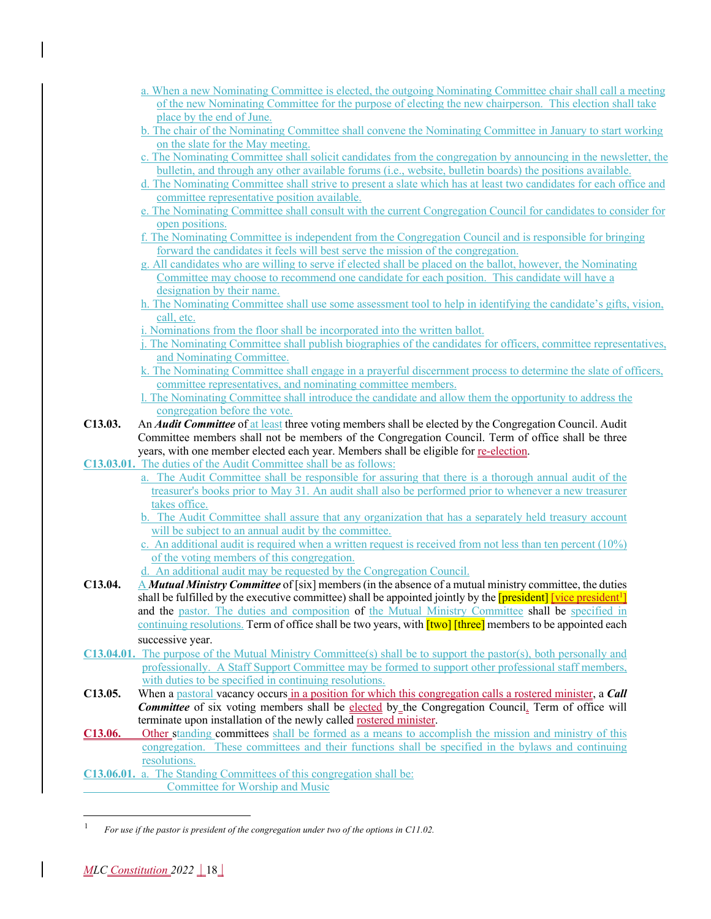a. When a new Nominating Committee is elected, the outgoing Nominating Committee chair shall call a meeting of the new Nominating Committee for the purpose of electing the new chairperson. This election shall take place by the end of June.

b. The chair of the Nominating Committee shall convene the Nominating Committee in January to start working on the slate for the May meeting.

c. The Nominating Committee shall solicit candidates from the congregation by announcing in the newsletter, the bulletin, and through any other available forums (i.e., website, bulletin boards) the positions available.

d. The Nominating Committee shall strive to present a slate which has at least two candidates for each office and committee representative position available.

e. The Nominating Committee shall consult with the current Congregation Council for candidates to consider for open positions.

f. The Nominating Committee is independent from the Congregation Council and is responsible for bringing forward the candidates it feels will best serve the mission of the congregation.

g. All candidates who are willing to serve if elected shall be placed on the ballot, however, the Nominating Committee may choose to recommend one candidate for each position. This candidate will have a designation by their name.

h. The Nominating Committee shall use some assessment tool to help in identifying the candidate's gifts, vision, call, etc.

i. Nominations from the floor shall be incorporated into the written ballot.

j. The Nominating Committee shall publish biographies of the candidates for officers, committee representatives, and Nominating Committee.

k. The Nominating Committee shall engage in a prayerful discernment process to determine the slate of officers, committee representatives, and nominating committee members.

l. The Nominating Committee shall introduce the candidate and allow them the opportunity to address the congregation before the vote.

**C13.03.** An ***Audit Committee*** of at least three voting members shall be elected by the Congregation Council. Audit Committee members shall not be members of the Congregation Council. Term of office shall be three years, with one member elected each year. Members shall be eligible for re-election.

**C13.03.01.** The duties of the Audit Committee shall be as follows:

a. The Audit Committee shall be responsible for assuring that there is a thorough annual audit of the treasurer's books prior to May 31. An audit shall also be performed prior to whenever a new treasurer takes office.

b. The Audit Committee shall assure that any organization that has a separately held treasury account will be subject to an annual audit by the committee.

c. An additional audit is required when a written request is received from not less than ten percent (10%) of the voting members of this congregation.

d. An additional audit may be requested by the Congregation Council.

**C13.04.** A ***Mutual Ministry Committee*** of [six] members (in the absence of a mutual ministry committee, the duties shall be fulfilled by the executive committee) shall be appointed jointly by the [president] [vice president[1]] and the pastor. The duties and composition of the Mutual Ministry Committee shall be specified in continuing resolutions. Term of office shall be two years, with [two] [three] members to be appointed each successive year.

**C13.04.01.** The purpose of the Mutual Ministry Committee(s) shall be to support the pastor(s), both personally and professionally. A Staff Support Committee may be formed to support other professional staff members, with duties to be specified in continuing resolutions.

**C13.05.** When a pastoral vacancy occurs in a position for which this congregation calls a rostered minister, a ***Call Committee*** of six voting members shall be elected by the Congregation Council. Term of office will terminate upon installation of the newly called rostered minister.

**C13.06.** Other standing committees shall be formed as a means to accomplish the mission and ministry of this congregation. These committees and their functions shall be specified in the bylaws and continuing resolutions.

**C13.06.01.** a. The Standing Committees of this congregation shall be:

Committee for Worship and Music

---

[1] *For use if the pastor is president of the congregation under two of the options in C11.02.*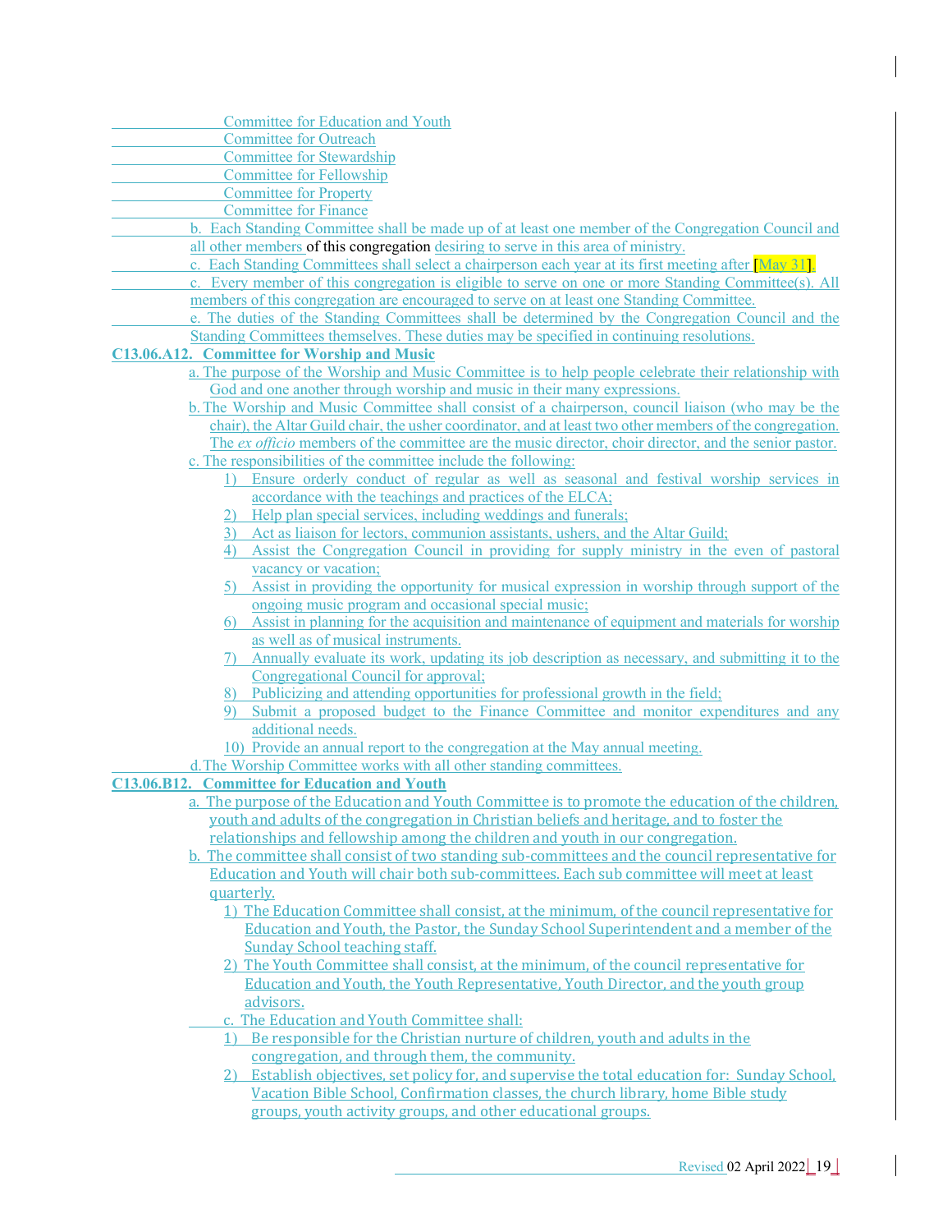Committee for Education and Youth
Committee for Outreach
Committee for Stewardship
Committee for Fellowship
Committee for Property
Committee for Finance

b. Each Standing Committee shall be made up of at least one member of the Congregation Council and all other members of this congregation desiring to serve in this area of ministry.

c. Each Standing Committees shall select a chairperson each year at its first meeting after [May 31].

c. Every member of this congregation is eligible to serve on one or more Standing Committee(s). All members of this congregation are encouraged to serve on at least one Standing Committee.

e. The duties of the Standing Committees shall be determined by the Congregation Council and the Standing Committees themselves. These duties may be specified in continuing resolutions.

**C13.06.A12. Committee for Worship and Music**

a. The purpose of the Worship and Music Committee is to help people celebrate their relationship with God and one another through worship and music in their many expressions.

b. The Worship and Music Committee shall consist of a chairperson, council liaison (who may be the chair), the Altar Guild chair, the usher coordinator, and at least two other members of the congregation. The *ex officio* members of the committee are the music director, choir director, and the senior pastor.

c. The responsibilities of the committee include the following:

1) Ensure orderly conduct of regular as well as seasonal and festival worship services in accordance with the teachings and practices of the ELCA;
2) Help plan special services, including weddings and funerals;
3) Act as liaison for lectors, communion assistants, ushers, and the Altar Guild;
4) Assist the Congregation Council in providing for supply ministry in the even of pastoral vacancy or vacation;
5) Assist in providing the opportunity for musical expression in worship through support of the ongoing music program and occasional special music;
6) Assist in planning for the acquisition and maintenance of equipment and materials for worship as well as of musical instruments.
7) Annually evaluate its work, updating its job description as necessary, and submitting it to the Congregational Council for approval;
8) Publicizing and attending opportunities for professional growth in the field;
9) Submit a proposed budget to the Finance Committee and monitor expenditures and any additional needs.
10) Provide an annual report to the congregation at the May annual meeting.

d. The Worship Committee works with all other standing committees.

**C13.06.B12. Committee for Education and Youth**

a. The purpose of the Education and Youth Committee is to promote the education of the children, youth and adults of the congregation in Christian beliefs and heritage, and to foster the relationships and fellowship among the children and youth in our congregation.

b. The committee shall consist of two standing sub-committees and the council representative for Education and Youth will chair both sub-committees. Each sub committee will meet at least quarterly.

1) The Education Committee shall consist, at the minimum, of the council representative for Education and Youth, the Pastor, the Sunday School Superintendent and a member of the Sunday School teaching staff.
2) The Youth Committee shall consist, at the minimum, of the council representative for Education and Youth, the Youth Representative, Youth Director, and the youth group advisors.

c. The Education and Youth Committee shall:

1) Be responsible for the Christian nurture of children, youth and adults in the congregation, and through them, the community.
2) Establish objectives, set policy for, and supervise the total education for: Sunday School, Vacation Bible School, Confirmation classes, the church library, home Bible study groups, youth activity groups, and other educational groups.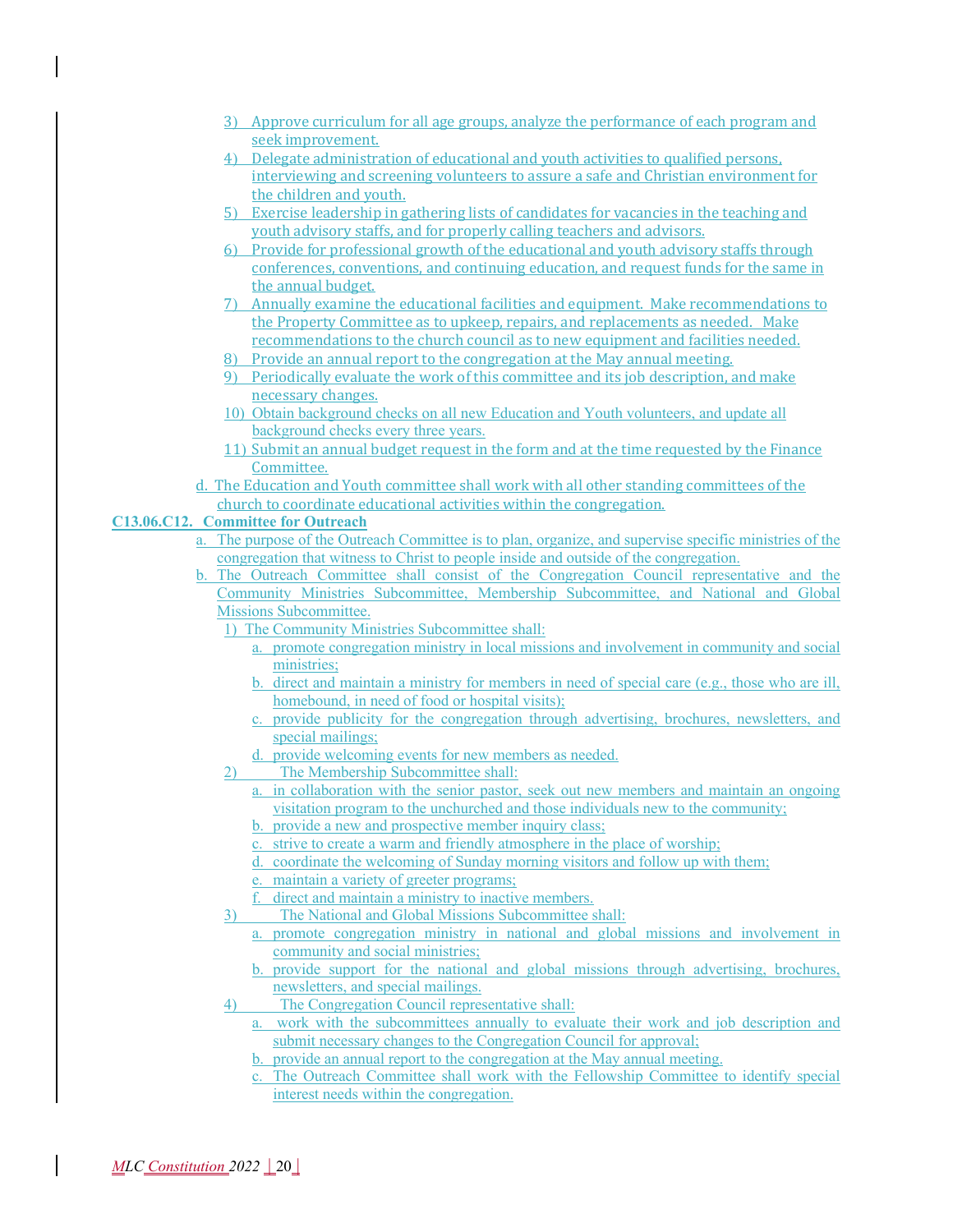3) Approve curriculum for all age groups, analyze the performance of each program and seek improvement.
4) Delegate administration of educational and youth activities to qualified persons, interviewing and screening volunteers to assure a safe and Christian environment for the children and youth.
5) Exercise leadership in gathering lists of candidates for vacancies in the teaching and youth advisory staffs, and for properly calling teachers and advisors.
6) Provide for professional growth of the educational and youth advisory staffs through conferences, conventions, and continuing education, and request funds for the same in the annual budget.
7) Annually examine the educational facilities and equipment. Make recommendations to the Property Committee as to upkeep, repairs, and replacements as needed. Make recommendations to the church council as to new equipment and facilities needed.
8) Provide an annual report to the congregation at the May annual meeting.
9) Periodically evaluate the work of this committee and its job description, and make necessary changes.
10) Obtain background checks on all new Education and Youth volunteers, and update all background checks every three years.
11) Submit an annual budget request in the form and at the time requested by the Finance Committee.

d. The Education and Youth committee shall work with all other standing committees of the church to coordinate educational activities within the congregation.

**C13.06.C12. Committee for Outreach**

a. The purpose of the Outreach Committee is to plan, organize, and supervise specific ministries of the congregation that witness to Christ to people inside and outside of the congregation.

b. The Outreach Committee shall consist of the Congregation Council representative and the Community Ministries Subcommittee, Membership Subcommittee, and National and Global Missions Subcommittee.

1) The Community Ministries Subcommittee shall:
   a. promote congregation ministry in local missions and involvement in community and social ministries;
   b. direct and maintain a ministry for members in need of special care (e.g., those who are ill, homebound, in need of food or hospital visits);
   c. provide publicity for the congregation through advertising, brochures, newsletters, and special mailings;
   d. provide welcoming events for new members as needed.

2) The Membership Subcommittee shall:
   a. in collaboration with the senior pastor, seek out new members and maintain an ongoing visitation program to the unchurched and those individuals new to the community;
   b. provide a new and prospective member inquiry class;
   c. strive to create a warm and friendly atmosphere in the place of worship;
   d. coordinate the welcoming of Sunday morning visitors and follow up with them;
   e. maintain a variety of greeter programs;
   f. direct and maintain a ministry to inactive members.

3) The National and Global Missions Subcommittee shall:
   a. promote congregation ministry in national and global missions and involvement in community and social ministries;
   b. provide support for the national and global missions through advertising, brochures, newsletters, and special mailings.

4) The Congregation Council representative shall:
   a. work with the subcommittees annually to evaluate their work and job description and submit necessary changes to the Congregation Council for approval;
   b. provide an annual report to the congregation at the May annual meeting.
   c. The Outreach Committee shall work with the Fellowship Committee to identify special interest needs within the congregation.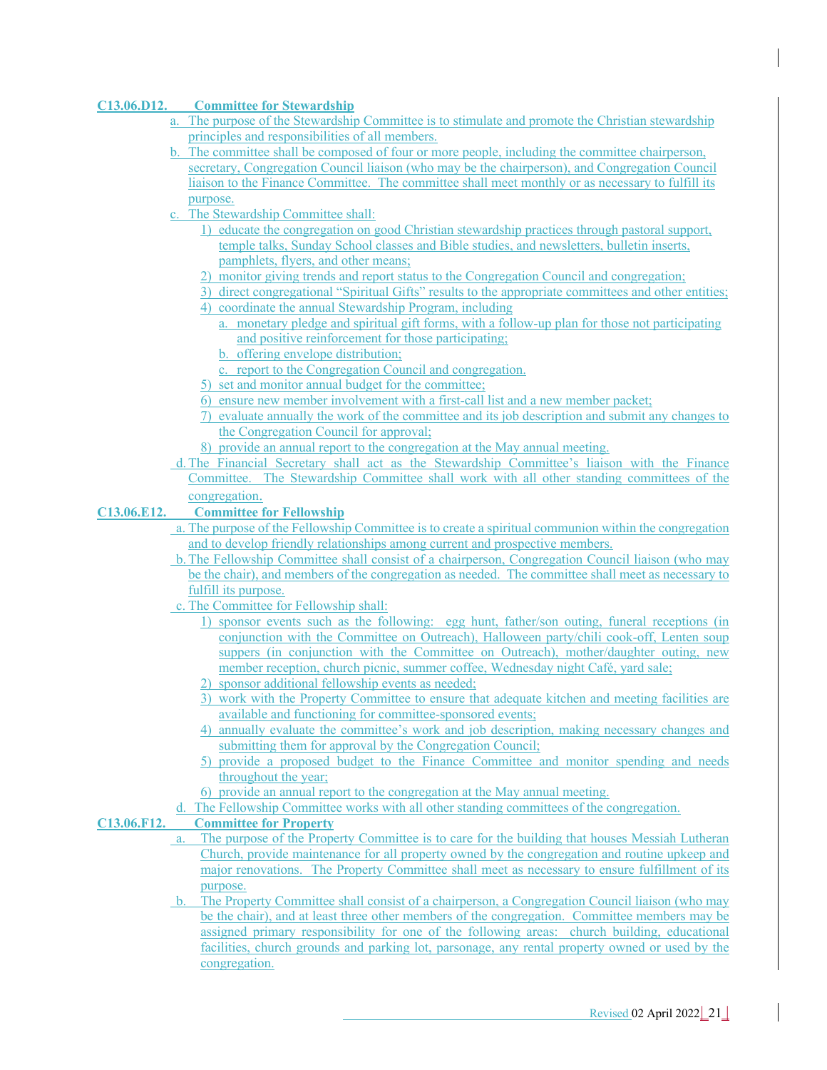**C13.06.D12. Committee for Stewardship**

a. The purpose of the Stewardship Committee is to stimulate and promote the Christian stewardship principles and responsibilities of all members.

b. The committee shall be composed of four or more people, including the committee chairperson, secretary, Congregation Council liaison (who may be the chairperson), and Congregation Council liaison to the Finance Committee. The committee shall meet monthly or as necessary to fulfill its purpose.

c. The Stewardship Committee shall:

1) educate the congregation on good Christian stewardship practices through pastoral support, temple talks, Sunday School classes and Bible studies, and newsletters, bulletin inserts, pamphlets, flyers, and other means;
2) monitor giving trends and report status to the Congregation Council and congregation;
3) direct congregational "Spiritual Gifts" results to the appropriate committees and other entities;
4) coordinate the annual Stewardship Program, including
    a. monetary pledge and spiritual gift forms, with a follow-up plan for those not participating and positive reinforcement for those participating;
    b. offering envelope distribution;
    c. report to the Congregation Council and congregation.
5) set and monitor annual budget for the committee;
6) ensure new member involvement with a first-call list and a new member packet;
7) evaluate annually the work of the committee and its job description and submit any changes to the Congregation Council for approval;
8) provide an annual report to the congregation at the May annual meeting.

d. The Financial Secretary shall act as the Stewardship Committee's liaison with the Finance Committee. The Stewardship Committee shall work with all other standing committees of the congregation.

**C13.06.E12. Committee for Fellowship**

a. The purpose of the Fellowship Committee is to create a spiritual communion within the congregation and to develop friendly relationships among current and prospective members.

b. The Fellowship Committee shall consist of a chairperson, Congregation Council liaison (who may be the chair), and members of the congregation as needed. The committee shall meet as necessary to fulfill its purpose.

c. The Committee for Fellowship shall:

1) sponsor events such as the following: egg hunt, father/son outing, funeral receptions (in conjunction with the Committee on Outreach), Halloween party/chili cook-off, Lenten soup suppers (in conjunction with the Committee on Outreach), mother/daughter outing, new member reception, church picnic, summer coffee, Wednesday night Café, yard sale;
2) sponsor additional fellowship events as needed;
3) work with the Property Committee to ensure that adequate kitchen and meeting facilities are available and functioning for committee-sponsored events;
4) annually evaluate the committee's work and job description, making necessary changes and submitting them for approval by the Congregation Council;
5) provide a proposed budget to the Finance Committee and monitor spending and needs throughout the year;
6) provide an annual report to the congregation at the May annual meeting.

d. The Fellowship Committee works with all other standing committees of the congregation.

**C13.06.F12. Committee for Property**

a. The purpose of the Property Committee is to care for the building that houses Messiah Lutheran Church, provide maintenance for all property owned by the congregation and routine upkeep and major renovations. The Property Committee shall meet as necessary to ensure fulfillment of its purpose.

b. The Property Committee shall consist of a chairperson, a Congregation Council liaison (who may be the chair), and at least three other members of the congregation. Committee members may be assigned primary responsibility for one of the following areas: church building, educational facilities, church grounds and parking lot, parsonage, any rental property owned or used by the congregation.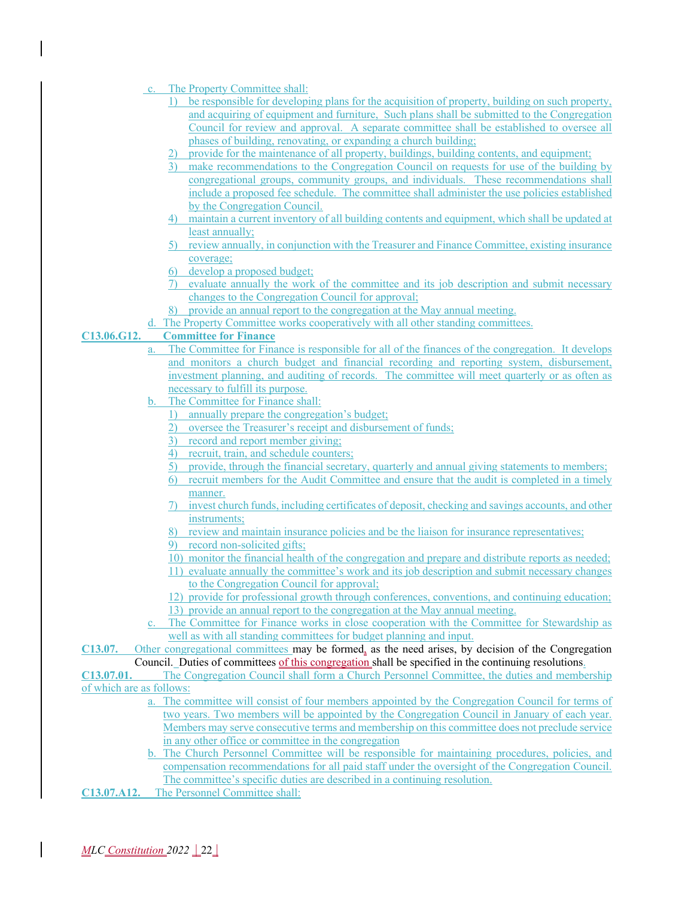c. The Property Committee shall:
   1) be responsible for developing plans for the acquisition of property, building on such property, and acquiring of equipment and furniture, Such plans shall be submitted to the Congregation Council for review and approval. A separate committee shall be established to oversee all phases of building, renovating, or expanding a church building;
   2) provide for the maintenance of all property, buildings, building contents, and equipment;
   3) make recommendations to the Congregation Council on requests for use of the building by congregational groups, community groups, and individuals. These recommendations shall include a proposed fee schedule. The committee shall administer the use policies established by the Congregation Council.
   4) maintain a current inventory of all building contents and equipment, which shall be updated at least annually;
   5) review annually, in conjunction with the Treasurer and Finance Committee, existing insurance coverage;
   6) develop a proposed budget;
   7) evaluate annually the work of the committee and its job description and submit necessary changes to the Congregation Council for approval;
   8) provide an annual report to the congregation at the May annual meeting.

d. The Property Committee works cooperatively with all other standing committees.

**C13.06.G12. Committee for Finance**

a. The Committee for Finance is responsible for all of the finances of the congregation. It develops and monitors a church budget and financial recording and reporting system, disbursement, investment planning, and auditing of records. The committee will meet quarterly or as often as necessary to fulfill its purpose.

b. The Committee for Finance shall:
   1) annually prepare the congregation's budget;
   2) oversee the Treasurer's receipt and disbursement of funds;
   3) record and report member giving;
   4) recruit, train, and schedule counters;
   5) provide, through the financial secretary, quarterly and annual giving statements to members;
   6) recruit members for the Audit Committee and ensure that the audit is completed in a timely manner.
   7) invest church funds, including certificates of deposit, checking and savings accounts, and other instruments;
   8) review and maintain insurance policies and be the liaison for insurance representatives;
   9) record non-solicited gifts;
   10) monitor the financial health of the congregation and prepare and distribute reports as needed;
   11) evaluate annually the committee's work and its job description and submit necessary changes to the Congregation Council for approval;
   12) provide for professional growth through conferences, conventions, and continuing education;
   13) provide an annual report to the congregation at the May annual meeting.

c. The Committee for Finance works in close cooperation with the Committee for Stewardship as well as with all standing committees for budget planning and input.

**C13.07.** Other congregational committees may be formed, as the need arises, by decision of the Congregation Council. Duties of committees of this congregation shall be specified in the continuing resolutions.

**C13.07.01.** The Congregation Council shall form a Church Personnel Committee, the duties and membership of which are as follows:

a. The committee will consist of four members appointed by the Congregation Council for terms of two years. Two members will be appointed by the Congregation Council in January of each year. Members may serve consecutive terms and membership on this committee does not preclude service in any other office or committee in the congregation

b. The Church Personnel Committee will be responsible for maintaining procedures, policies, and compensation recommendations for all paid staff under the oversight of the Congregation Council. The committee's specific duties are described in a continuing resolution.

**C13.07.A12.** The Personnel Committee shall: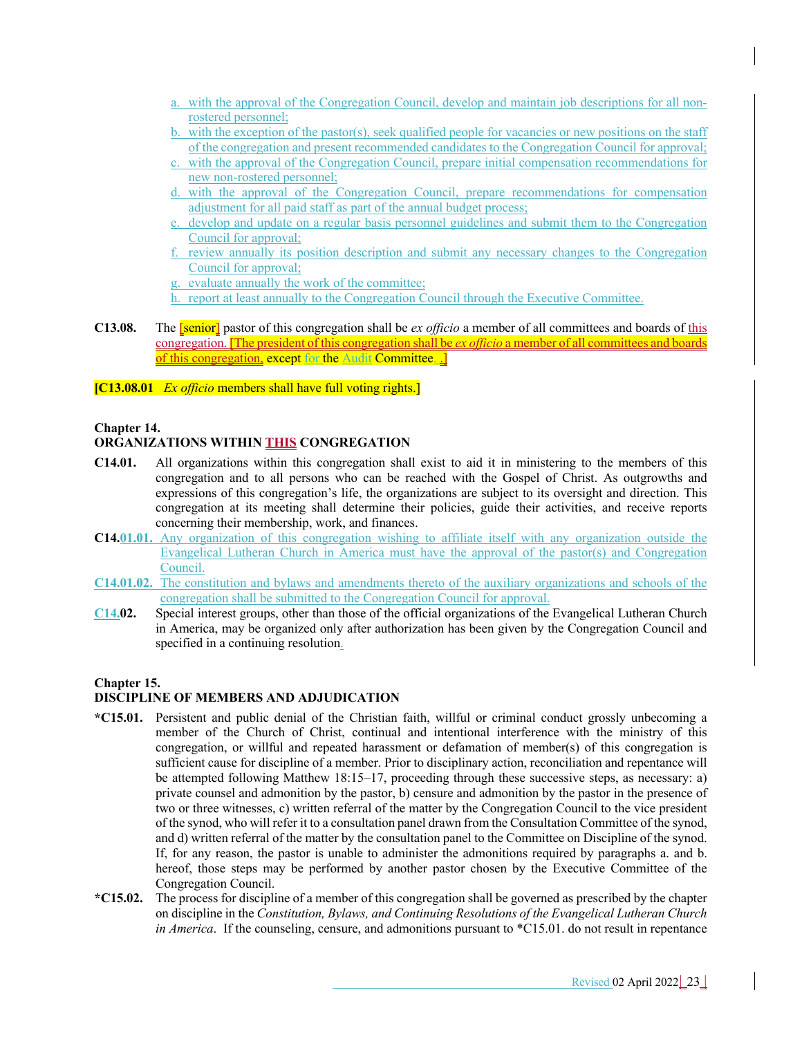a. with the approval of the Congregation Council, develop and maintain job descriptions for all non-rostered personnel;
b. with the exception of the pastor(s), seek qualified people for vacancies or new positions on the staff of the congregation and present recommended candidates to the Congregation Council for approval;
c. with the approval of the Congregation Council, prepare initial compensation recommendations for new non-rostered personnel;
d. with the approval of the Congregation Council, prepare recommendations for compensation adjustment for all paid staff as part of the annual budget process;
e. develop and update on a regular basis personnel guidelines and submit them to the Congregation Council for approval;
f. review annually its position description and submit any necessary changes to the Congregation Council for approval;
g. evaluate annually the work of the committee;
h. report at least annually to the Congregation Council through the Executive Committee.

**C13.08.** The [senior] pastor of this congregation shall be *ex officio* a member of all committees and boards of this congregation. [The president of this congregation shall be *ex officio* a member of all committees and boards of this congregation, except for the Audit Committee. .]

**[C13.08.01** *Ex officio* members shall have full voting rights.]

## Chapter 14.
## ORGANIZATIONS WITHIN THIS CONGREGATION

**C14.01.** All organizations within this congregation shall exist to aid it in ministering to the members of this congregation and to all persons who can be reached with the Gospel of Christ. As outgrowths and expressions of this congregation's life, the organizations are subject to its oversight and direction. This congregation at its meeting shall determine their policies, guide their activities, and receive reports concerning their membership, work, and finances.

**C14.01.01.** Any organization of this congregation wishing to affiliate itself with any organization outside the Evangelical Lutheran Church in America must have the approval of the pastor(s) and Congregation Council.

**C14.01.02.** The constitution and bylaws and amendments thereto of the auxiliary organizations and schools of the congregation shall be submitted to the Congregation Council for approval.

**C14.02.** Special interest groups, other than those of the official organizations of the Evangelical Lutheran Church in America, may be organized only after authorization has been given by the Congregation Council and specified in a continuing resolution.

## Chapter 15.
## DISCIPLINE OF MEMBERS AND ADJUDICATION

**\*C15.01.** Persistent and public denial of the Christian faith, willful or criminal conduct grossly unbecoming a member of the Church of Christ, continual and intentional interference with the ministry of this congregation, or willful and repeated harassment or defamation of member(s) of this congregation is sufficient cause for discipline of a member. Prior to disciplinary action, reconciliation and repentance will be attempted following Matthew 18:15–17, proceeding through these successive steps, as necessary: a) private counsel and admonition by the pastor, b) censure and admonition by the pastor in the presence of two or three witnesses, c) written referral of the matter by the Congregation Council to the vice president of the synod, who will refer it to a consultation panel drawn from the Consultation Committee of the synod, and d) written referral of the matter by the consultation panel to the Committee on Discipline of the synod. If, for any reason, the pastor is unable to administer the admonitions required by paragraphs a. and b. hereof, those steps may be performed by another pastor chosen by the Executive Committee of the Congregation Council.

**\*C15.02.** The process for discipline of a member of this congregation shall be governed as prescribed by the chapter on discipline in the *Constitution, Bylaws, and Continuing Resolutions of the Evangelical Lutheran Church in America*. If the counseling, censure, and admonitions pursuant to \*C15.01. do not result in repentance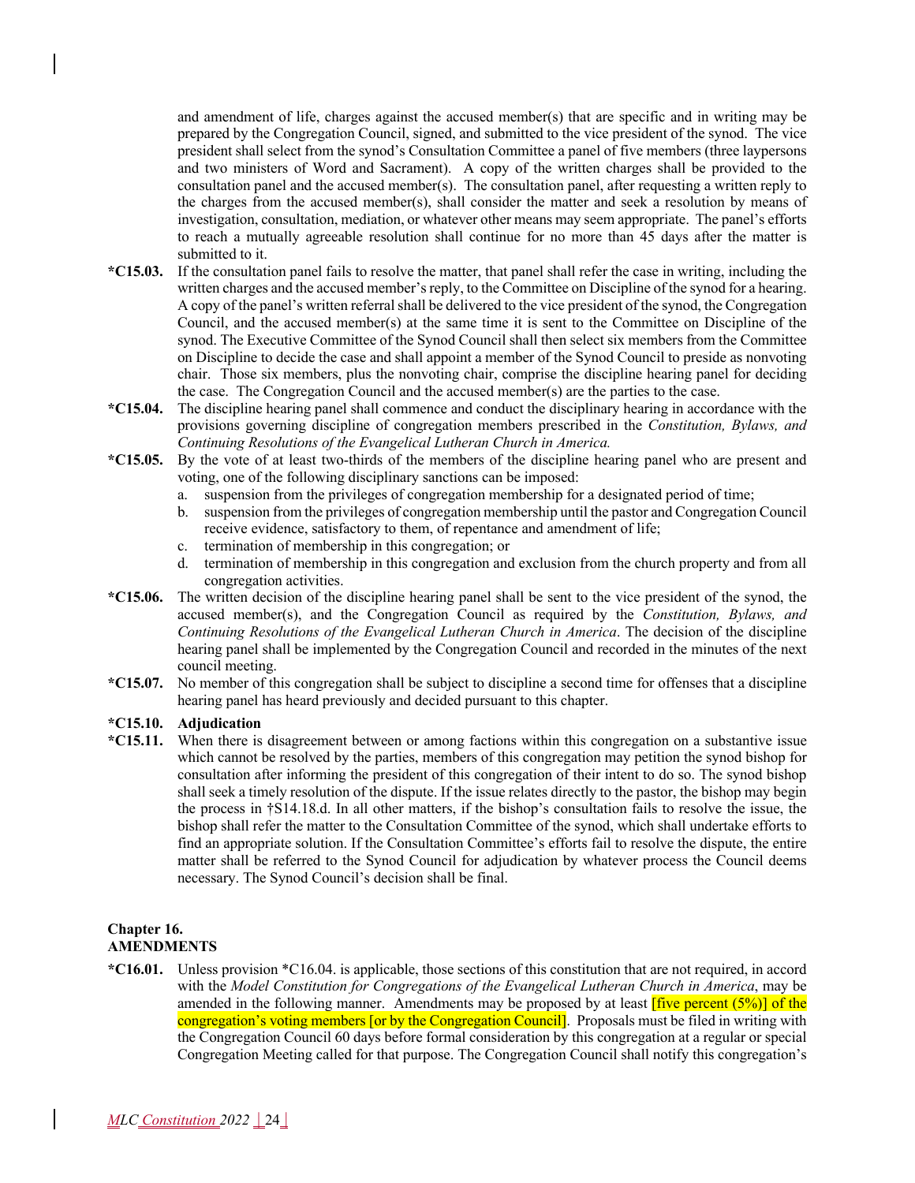and amendment of life, charges against the accused member(s) that are specific and in writing may be prepared by the Congregation Council, signed, and submitted to the vice president of the synod. The vice president shall select from the synod's Consultation Committee a panel of five members (three laypersons and two ministers of Word and Sacrament). A copy of the written charges shall be provided to the consultation panel and the accused member(s). The consultation panel, after requesting a written reply to the charges from the accused member(s), shall consider the matter and seek a resolution by means of investigation, consultation, mediation, or whatever other means may seem appropriate. The panel's efforts to reach a mutually agreeable resolution shall continue for no more than 45 days after the matter is submitted to it.

**\*C15.03.** If the consultation panel fails to resolve the matter, that panel shall refer the case in writing, including the written charges and the accused member's reply, to the Committee on Discipline of the synod for a hearing. A copy of the panel's written referral shall be delivered to the vice president of the synod, the Congregation Council, and the accused member(s) at the same time it is sent to the Committee on Discipline of the synod. The Executive Committee of the Synod Council shall then select six members from the Committee on Discipline to decide the case and shall appoint a member of the Synod Council to preside as nonvoting chair. Those six members, plus the nonvoting chair, comprise the discipline hearing panel for deciding the case. The Congregation Council and the accused member(s) are the parties to the case.

**\*C15.04.** The discipline hearing panel shall commence and conduct the disciplinary hearing in accordance with the provisions governing discipline of congregation members prescribed in the *Constitution, Bylaws, and Continuing Resolutions of the Evangelical Lutheran Church in America.*

**\*C15.05.** By the vote of at least two-thirds of the members of the discipline hearing panel who are present and voting, one of the following disciplinary sanctions can be imposed:

a. suspension from the privileges of congregation membership for a designated period of time;
b. suspension from the privileges of congregation membership until the pastor and Congregation Council receive evidence, satisfactory to them, of repentance and amendment of life;
c. termination of membership in this congregation; or
d. termination of membership in this congregation and exclusion from the church property and from all congregation activities.

**\*C15.06.** The written decision of the discipline hearing panel shall be sent to the vice president of the synod, the accused member(s), and the Congregation Council as required by the *Constitution, Bylaws, and Continuing Resolutions of the Evangelical Lutheran Church in America*. The decision of the discipline hearing panel shall be implemented by the Congregation Council and recorded in the minutes of the next council meeting.

**\*C15.07.** No member of this congregation shall be subject to discipline a second time for offenses that a discipline hearing panel has heard previously and decided pursuant to this chapter.

**\*C15.10. Adjudication**

**\*C15.11.** When there is disagreement between or among factions within this congregation on a substantive issue which cannot be resolved by the parties, members of this congregation may petition the synod bishop for consultation after informing the president of this congregation of their intent to do so. The synod bishop shall seek a timely resolution of the dispute. If the issue relates directly to the pastor, the bishop may begin the process in †S14.18.d. In all other matters, if the bishop's consultation fails to resolve the issue, the bishop shall refer the matter to the Consultation Committee of the synod, which shall undertake efforts to find an appropriate solution. If the Consultation Committee's efforts fail to resolve the dispute, the entire matter shall be referred to the Synod Council for adjudication by whatever process the Council deems necessary. The Synod Council's decision shall be final.

## Chapter 16.
## AMENDMENTS

**\*C16.01.** Unless provision \*C16.04. is applicable, those sections of this constitution that are not required, in accord with the *Model Constitution for Congregations of the Evangelical Lutheran Church in America*, may be amended in the following manner. Amendments may be proposed by at least [five percent (5%)] of the congregation's voting members [or by the Congregation Council]. Proposals must be filed in writing with the Congregation Council 60 days before formal consideration by this congregation at a regular or special Congregation Meeting called for that purpose. The Congregation Council shall notify this congregation's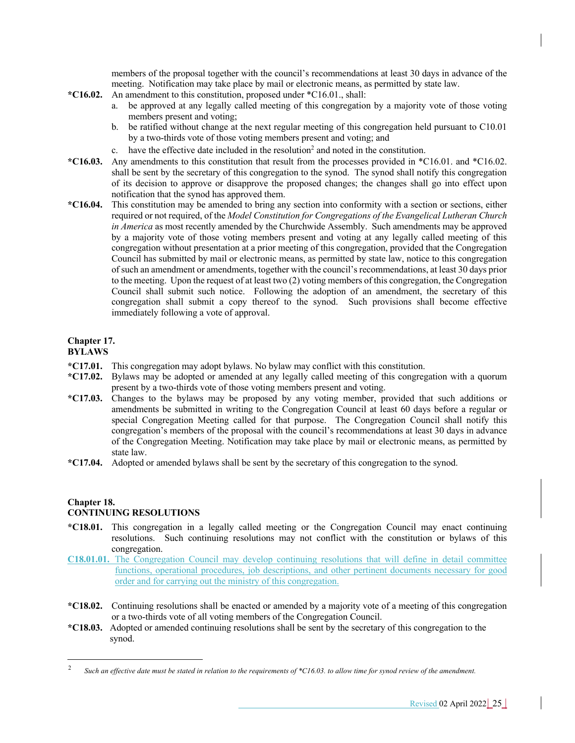members of the proposal together with the council's recommendations at least 30 days in advance of the meeting. Notification may take place by mail or electronic means, as permitted by state law.

**\*C16.02.** An amendment to this constitution, proposed under \*C16.01., shall:

a. be approved at any legally called meeting of this congregation by a majority vote of those voting members present and voting;

b. be ratified without change at the next regular meeting of this congregation held pursuant to C10.01 by a two-thirds vote of those voting members present and voting; and

c. have the effective date included in the resolution[2] and noted in the constitution.

**\*C16.03.** Any amendments to this constitution that result from the processes provided in \*C16.01. and \*C16.02. shall be sent by the secretary of this congregation to the synod. The synod shall notify this congregation of its decision to approve or disapprove the proposed changes; the changes shall go into effect upon notification that the synod has approved them.

**\*C16.04.** This constitution may be amended to bring any section into conformity with a section or sections, either required or not required, of the *Model Constitution for Congregations of the Evangelical Lutheran Church in America* as most recently amended by the Churchwide Assembly. Such amendments may be approved by a majority vote of those voting members present and voting at any legally called meeting of this congregation without presentation at a prior meeting of this congregation, provided that the Congregation Council has submitted by mail or electronic means, as permitted by state law, notice to this congregation of such an amendment or amendments, together with the council's recommendations, at least 30 days prior to the meeting. Upon the request of at least two (2) voting members of this congregation, the Congregation Council shall submit such notice. Following the adoption of an amendment, the secretary of this congregation shall submit a copy thereof to the synod. Such provisions shall become effective immediately following a vote of approval.

## Chapter 17.
## BYLAWS

**\*C17.01.** This congregation may adopt bylaws. No bylaw may conflict with this constitution.

**\*C17.02.** Bylaws may be adopted or amended at any legally called meeting of this congregation with a quorum present by a two-thirds vote of those voting members present and voting.

**\*C17.03.** Changes to the bylaws may be proposed by any voting member, provided that such additions or amendments be submitted in writing to the Congregation Council at least 60 days before a regular or special Congregation Meeting called for that purpose. The Congregation Council shall notify this congregation's members of the proposal with the council's recommendations at least 30 days in advance of the Congregation Meeting. Notification may take place by mail or electronic means, as permitted by state law.

**\*C17.04.** Adopted or amended bylaws shall be sent by the secretary of this congregation to the synod.

## Chapter 18.
## CONTINUING RESOLUTIONS

**\*C18.01.** This congregation in a legally called meeting or the Congregation Council may enact continuing resolutions. Such continuing resolutions may not conflict with the constitution or bylaws of this congregation.

**C18.01.01.** The Congregation Council may develop continuing resolutions that will define in detail committee functions, operational procedures, job descriptions, and other pertinent documents necessary for good order and for carrying out the ministry of this congregation.

**\*C18.02.** Continuing resolutions shall be enacted or amended by a majority vote of a meeting of this congregation or a two-thirds vote of all voting members of the Congregation Council.

**\*C18.03.** Adopted or amended continuing resolutions shall be sent by the secretary of this congregation to the synod.

---

[2] *Such an effective date must be stated in relation to the requirements of \*C16.03. to allow time for synod review of the amendment.*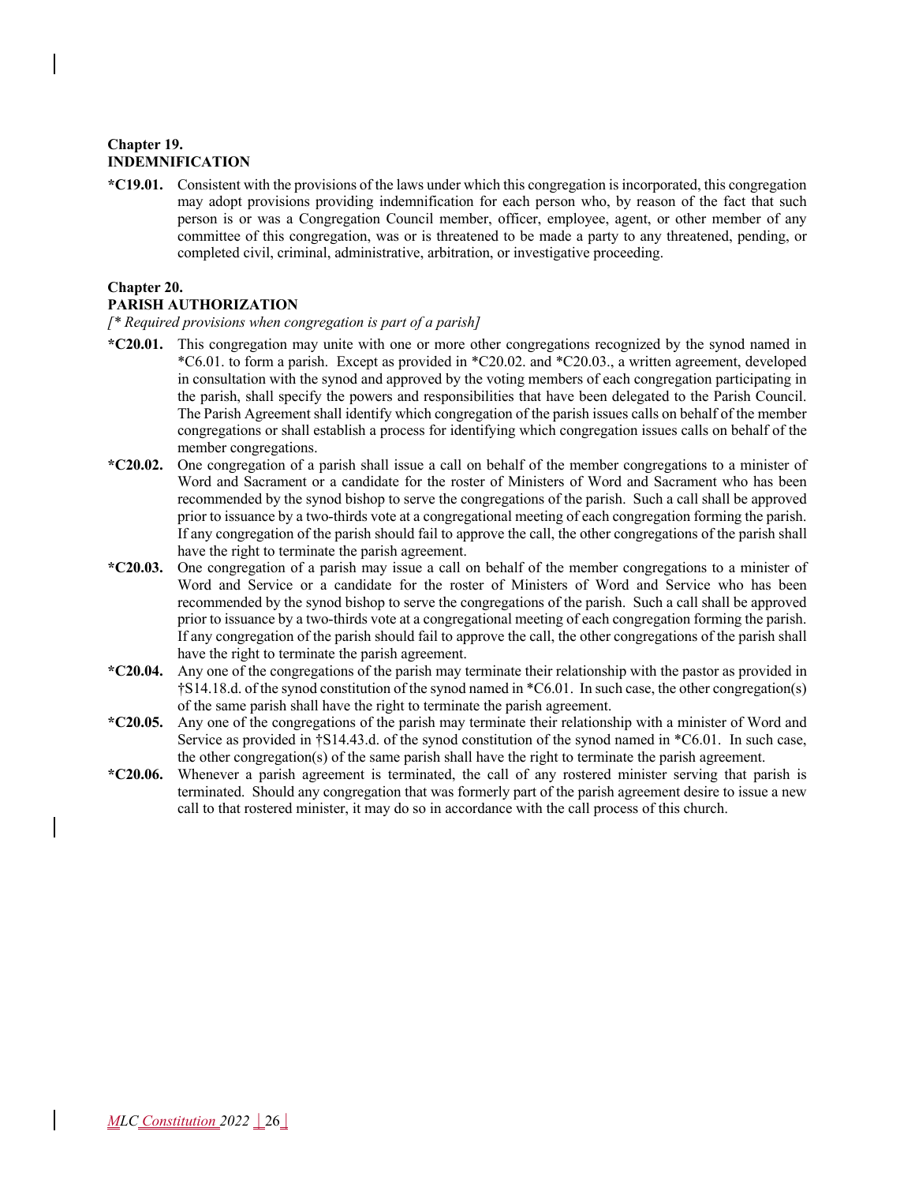**Chapter 19.**
**INDEMNIFICATION**

**\*C19.01.** Consistent with the provisions of the laws under which this congregation is incorporated, this congregation may adopt provisions providing indemnification for each person who, by reason of the fact that such person is or was a Congregation Council member, officer, employee, agent, or other member of any committee of this congregation, was or is threatened to be made a party to any threatened, pending, or completed civil, criminal, administrative, arbitration, or investigative proceeding.

**Chapter 20.**
**PARISH AUTHORIZATION**

*[\* Required provisions when congregation is part of a parish]*

**\*C20.01.** This congregation may unite with one or more other congregations recognized by the synod named in \*C6.01. to form a parish. Except as provided in \*C20.02. and \*C20.03., a written agreement, developed in consultation with the synod and approved by the voting members of each congregation participating in the parish, shall specify the powers and responsibilities that have been delegated to the Parish Council. The Parish Agreement shall identify which congregation of the parish issues calls on behalf of the member congregations or shall establish a process for identifying which congregation issues calls on behalf of the member congregations.

**\*C20.02.** One congregation of a parish shall issue a call on behalf of the member congregations to a minister of Word and Sacrament or a candidate for the roster of Ministers of Word and Sacrament who has been recommended by the synod bishop to serve the congregations of the parish. Such a call shall be approved prior to issuance by a two-thirds vote at a congregational meeting of each congregation forming the parish. If any congregation of the parish should fail to approve the call, the other congregations of the parish shall have the right to terminate the parish agreement.

**\*C20.03.** One congregation of a parish may issue a call on behalf of the member congregations to a minister of Word and Service or a candidate for the roster of Ministers of Word and Service who has been recommended by the synod bishop to serve the congregations of the parish. Such a call shall be approved prior to issuance by a two-thirds vote at a congregational meeting of each congregation forming the parish. If any congregation of the parish should fail to approve the call, the other congregations of the parish shall have the right to terminate the parish agreement.

**\*C20.04.** Any one of the congregations of the parish may terminate their relationship with the pastor as provided in †S14.18.d. of the synod constitution of the synod named in \*C6.01. In such case, the other congregation(s) of the same parish shall have the right to terminate the parish agreement.

**\*C20.05.** Any one of the congregations of the parish may terminate their relationship with a minister of Word and Service as provided in †S14.43.d. of the synod constitution of the synod named in \*C6.01. In such case, the other congregation(s) of the same parish shall have the right to terminate the parish agreement.

**\*C20.06.** Whenever a parish agreement is terminated, the call of any rostered minister serving that parish is terminated. Should any congregation that was formerly part of the parish agreement desire to issue a new call to that rostered minister, it may do so in accordance with the call process of this church.